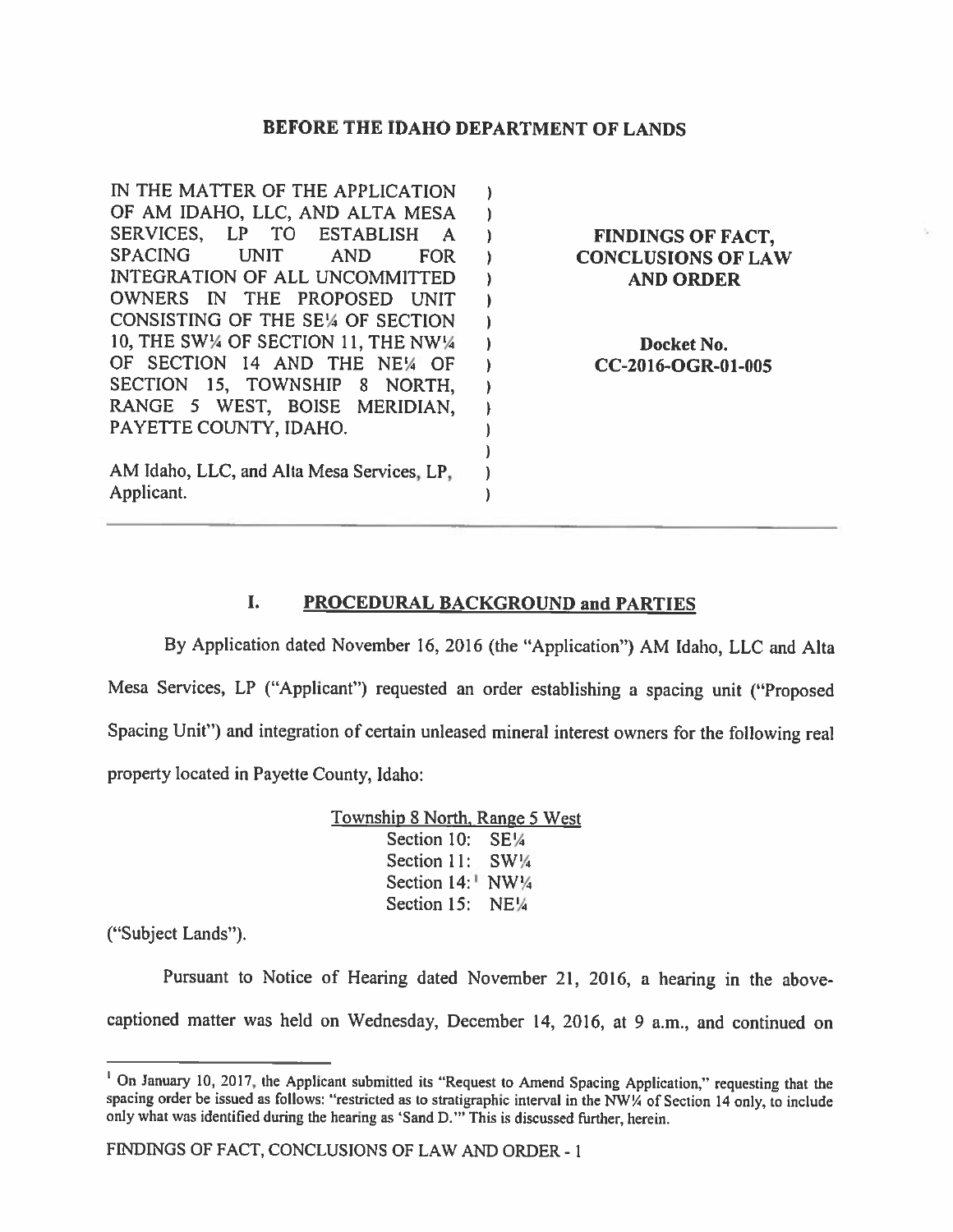# BEFORE THE IDAHO DEPARTMENT OF LANDS

IN THE MATTER OF THE APPLICATION OF AM IDAHO, LLC, AND ALTA MESA SERVICES, LP TO ESTABLISH A SPACING UNIT AND FOR INTEGRATION OF ALL UNCOMMITTED OWNERS IN THE PROPOSED UNIT CONSISTING OF THE SE¼ OF SECTION 10, THE SW¼ OF SECTION 11, THE NW¼ OF SECTION 14 AND THE NE¼ OF SECTION 15, TOWNSHIP 8 NORTH, RANGE 5 WEST, BOISE MERIDIAN, PAYETTE COUNTY, IDAHO.

AM Idaho, LLC, and Alta Mesa Services, LP, Applicant.

**FINDINGS OF FACT, CONCLUSIONS OF LAW AND ORDER**

**Docket No. CC-2016-OGR-01-005**

---

## I. PROCEDURAL BACKGROUND and PARTIES

By Application dated November 16, 2016 (the "Application") AM Idaho, LLC and Alta Mesa Services, LP ("Applicant") requested an order establishing a spacing unit ("Proposed Spacing Unit") and integration of certain unleased mineral interest owners for the following real property located in Payette County, Idaho:

Township 8 North, Range 5 West
Section 10: SE¼
Section 11: SW¼
Section 14:[1] NW¼
Section 15: NE¼

("Subject Lands").

Pursuant to Notice of Hearing dated November 21, 2016, a hearing in the above-captioned matter was held on Wednesday, December 14, 2016, at 9 a.m., and continued on

[1] On January 10, 2017, the Applicant submitted its "Request to Amend Spacing Application," requesting that the spacing order be issued as follows: "restricted as to stratigraphic interval in the NW¼ of Section 14 only, to include only what was identified during the hearing as 'Sand D.'" This is discussed further, herein.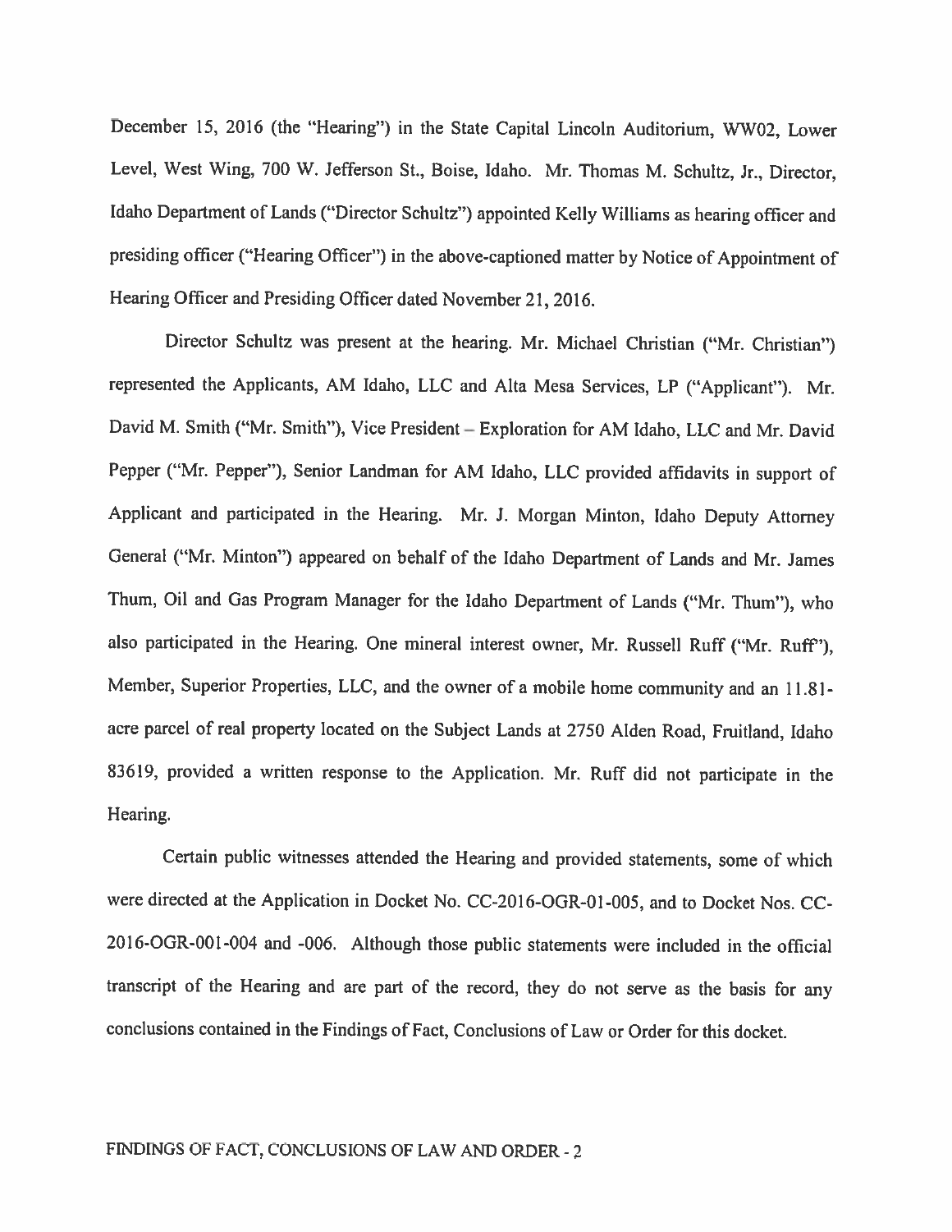December 15, 2016 (the "Hearing") in the State Capital Lincoln Auditorium, WW02, Lower Level, West Wing, 700 W. Jefferson St., Boise, Idaho. Mr. Thomas M. Schultz, Jr., Director, Idaho Department of Lands ("Director Schultz") appointed Kelly Williams as hearing officer and presiding officer ("Hearing Officer") in the above-captioned matter by Notice of Appointment of Hearing Officer and Presiding Officer dated November 21, 2016.

Director Schultz was present at the hearing. Mr. Michael Christian ("Mr. Christian") represented the Applicants, AM Idaho, LLC and Alta Mesa Services, LP ("Applicant"). Mr. David M. Smith ("Mr. Smith"), Vice President – Exploration for AM Idaho, LLC and Mr. David Pepper ("Mr. Pepper"), Senior Landman for AM Idaho, LLC provided affidavits in support of Applicant and participated in the Hearing. Mr. J. Morgan Minton, Idaho Deputy Attorney General ("Mr. Minton") appeared on behalf of the Idaho Department of Lands and Mr. James Thum, Oil and Gas Program Manager for the Idaho Department of Lands ("Mr. Thum"), who also participated in the Hearing. One mineral interest owner, Mr. Russell Ruff ("Mr. Ruff"), Member, Superior Properties, LLC, and the owner of a mobile home community and an 11.81-acre parcel of real property located on the Subject Lands at 2750 Alden Road, Fruitland, Idaho 83619, provided a written response to the Application. Mr. Ruff did not participate in the Hearing.

Certain public witnesses attended the Hearing and provided statements, some of which were directed at the Application in Docket No. CC-2016-OGR-01-005, and to Docket Nos. CC-2016-OGR-001-004 and -006. Although those public statements were included in the official transcript of the Hearing and are part of the record, they do not serve as the basis for any conclusions contained in the Findings of Fact, Conclusions of Law or Order for this docket.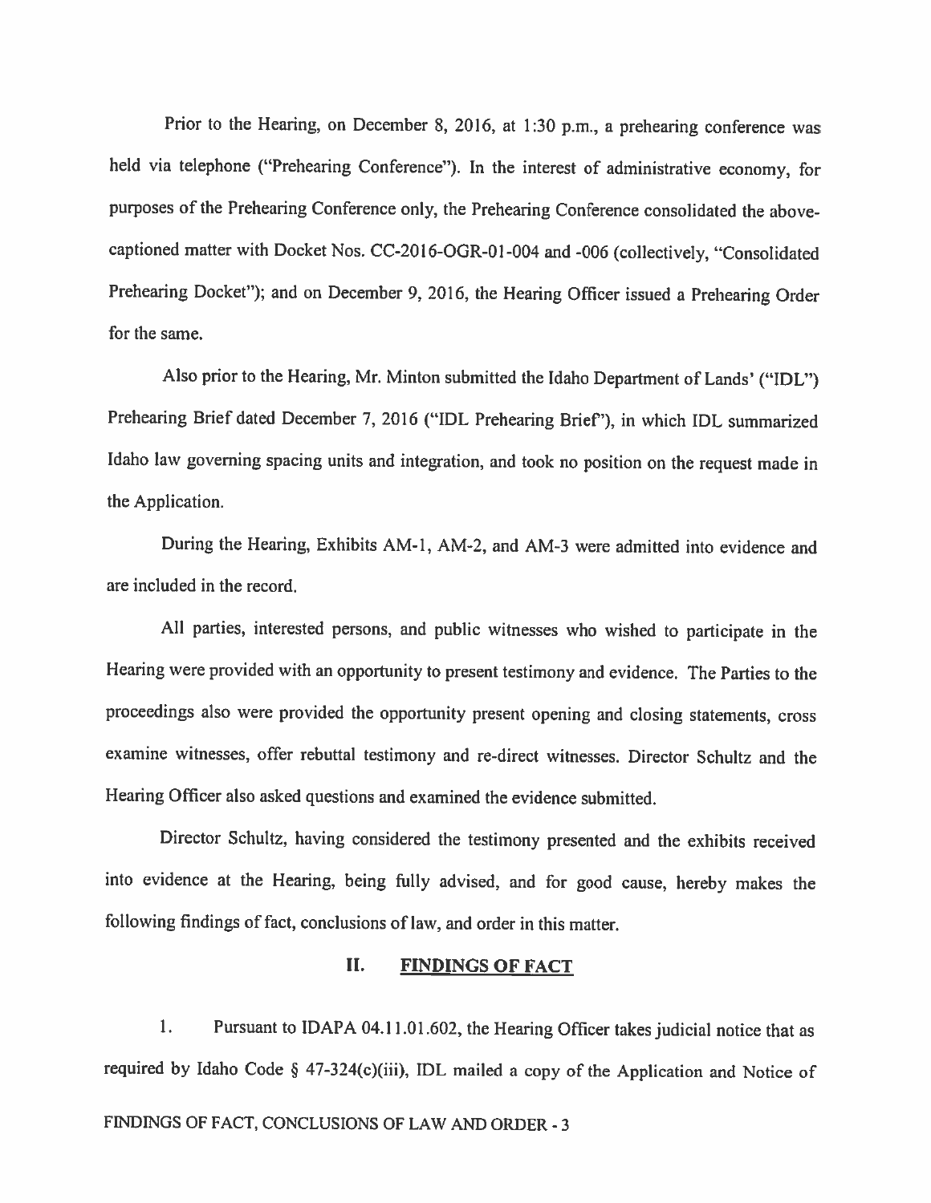Prior to the Hearing, on December 8, 2016, at 1:30 p.m., a prehearing conference was held via telephone ("Prehearing Conference"). In the interest of administrative economy, for purposes of the Prehearing Conference only, the Prehearing Conference consolidated the above-captioned matter with Docket Nos. CC-2016-OGR-01-004 and -006 (collectively, "Consolidated Prehearing Docket"); and on December 9, 2016, the Hearing Officer issued a Prehearing Order for the same.

Also prior to the Hearing, Mr. Minton submitted the Idaho Department of Lands' ("IDL") Prehearing Brief dated December 7, 2016 ("IDL Prehearing Brief"), in which IDL summarized Idaho law governing spacing units and integration, and took no position on the request made in the Application.

During the Hearing, Exhibits AM-1, AM-2, and AM-3 were admitted into evidence and are included in the record.

All parties, interested persons, and public witnesses who wished to participate in the Hearing were provided with an opportunity to present testimony and evidence. The Parties to the proceedings also were provided the opportunity present opening and closing statements, cross examine witnesses, offer rebuttal testimony and re-direct witnesses. Director Schultz and the Hearing Officer also asked questions and examined the evidence submitted.

Director Schultz, having considered the testimony presented and the exhibits received into evidence at the Hearing, being fully advised, and for good cause, hereby makes the following findings of fact, conclusions of law, and order in this matter.

## II. FINDINGS OF FACT

1. Pursuant to IDAPA 04.11.01.602, the Hearing Officer takes judicial notice that as required by Idaho Code § 47-324(c)(iii), IDL mailed a copy of the Application and Notice of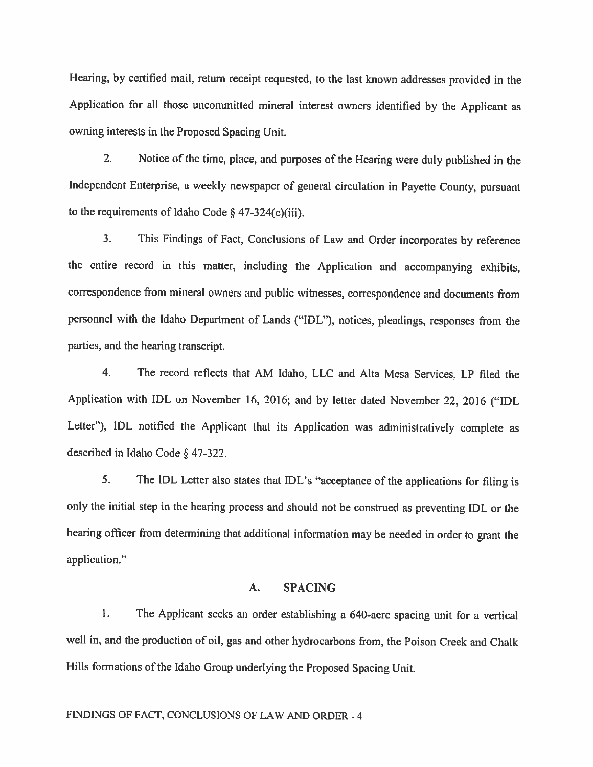Hearing, by certified mail, return receipt requested, to the last known addresses provided in the Application for all those uncommitted mineral interest owners identified by the Applicant as owning interests in the Proposed Spacing Unit.

2. Notice of the time, place, and purposes of the Hearing were duly published in the Independent Enterprise, a weekly newspaper of general circulation in Payette County, pursuant to the requirements of Idaho Code § 47-324(c)(iii).

3. This Findings of Fact, Conclusions of Law and Order incorporates by reference the entire record in this matter, including the Application and accompanying exhibits, correspondence from mineral owners and public witnesses, correspondence and documents from personnel with the Idaho Department of Lands ("IDL"), notices, pleadings, responses from the parties, and the hearing transcript.

4. The record reflects that AM Idaho, LLC and Alta Mesa Services, LP filed the Application with IDL on November 16, 2016; and by letter dated November 22, 2016 ("IDL Letter"), IDL notified the Applicant that its Application was administratively complete as described in Idaho Code § 47-322.

5. The IDL Letter also states that IDL's "acceptance of the applications for filing is only the initial step in the hearing process and should not be construed as preventing IDL or the hearing officer from determining that additional information may be needed in order to grant the application."

## A. SPACING

1. The Applicant seeks an order establishing a 640-acre spacing unit for a vertical well in, and the production of oil, gas and other hydrocarbons from, the Poison Creek and Chalk Hills formations of the Idaho Group underlying the Proposed Spacing Unit.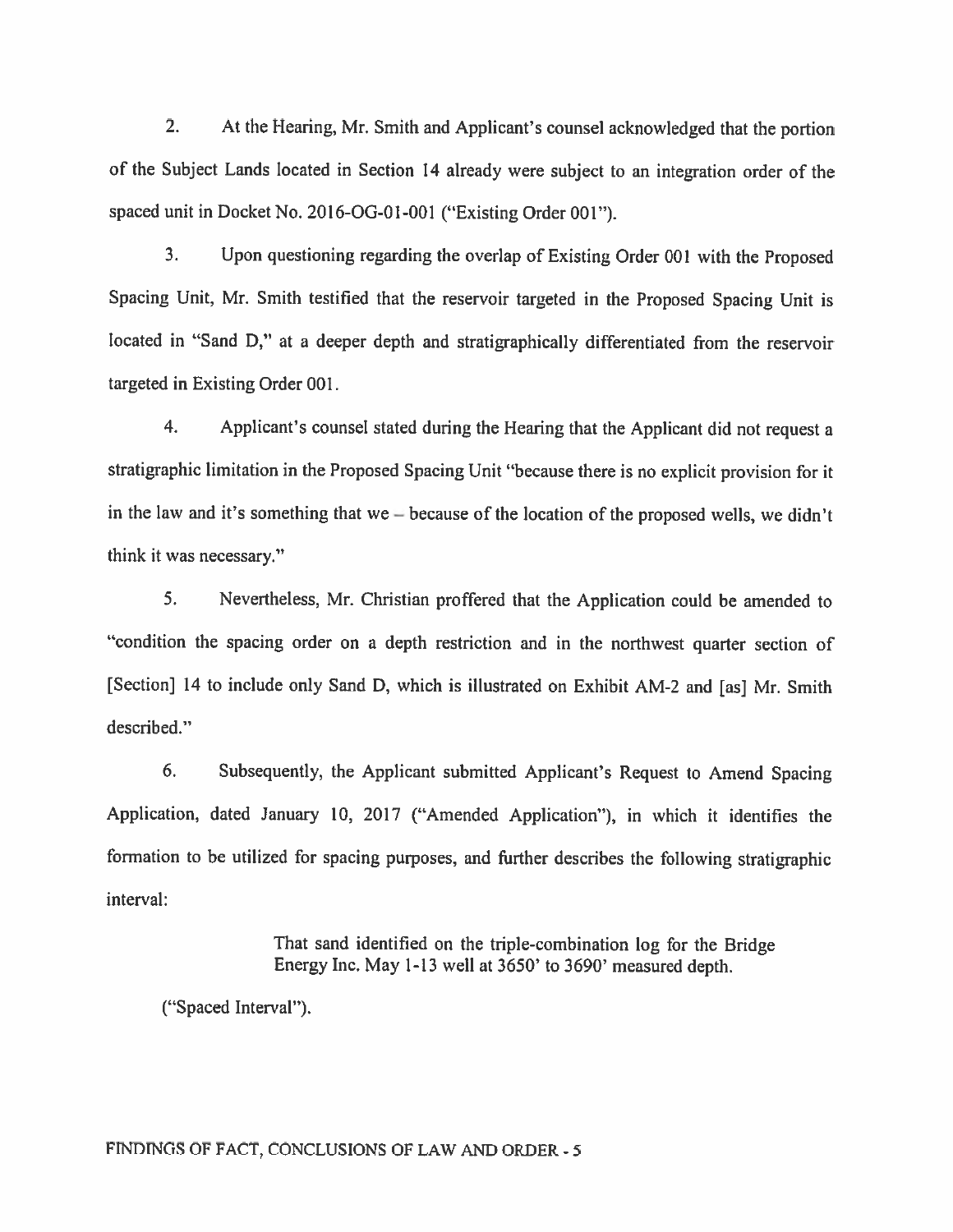2. At the Hearing, Mr. Smith and Applicant's counsel acknowledged that the portion of the Subject Lands located in Section 14 already were subject to an integration order of the spaced unit in Docket No. 2016-OG-01-001 ("Existing Order 001").

3. Upon questioning regarding the overlap of Existing Order 001 with the Proposed Spacing Unit, Mr. Smith testified that the reservoir targeted in the Proposed Spacing Unit is located in "Sand D," at a deeper depth and stratigraphically differentiated from the reservoir targeted in Existing Order 001.

4. Applicant's counsel stated during the Hearing that the Applicant did not request a stratigraphic limitation in the Proposed Spacing Unit "because there is no explicit provision for it in the law and it's something that we – because of the location of the proposed wells, we didn't think it was necessary."

5. Nevertheless, Mr. Christian proffered that the Application could be amended to "condition the spacing order on a depth restriction and in the northwest quarter section of [Section] 14 to include only Sand D, which is illustrated on Exhibit AM-2 and [as] Mr. Smith described."

6. Subsequently, the Applicant submitted Applicant's Request to Amend Spacing Application, dated January 10, 2017 ("Amended Application"), in which it identifies the formation to be utilized for spacing purposes, and further describes the following stratigraphic interval:

> That sand identified on the triple-combination log for the Bridge Energy Inc. May 1-13 well at 3650' to 3690' measured depth.

("Spaced Interval").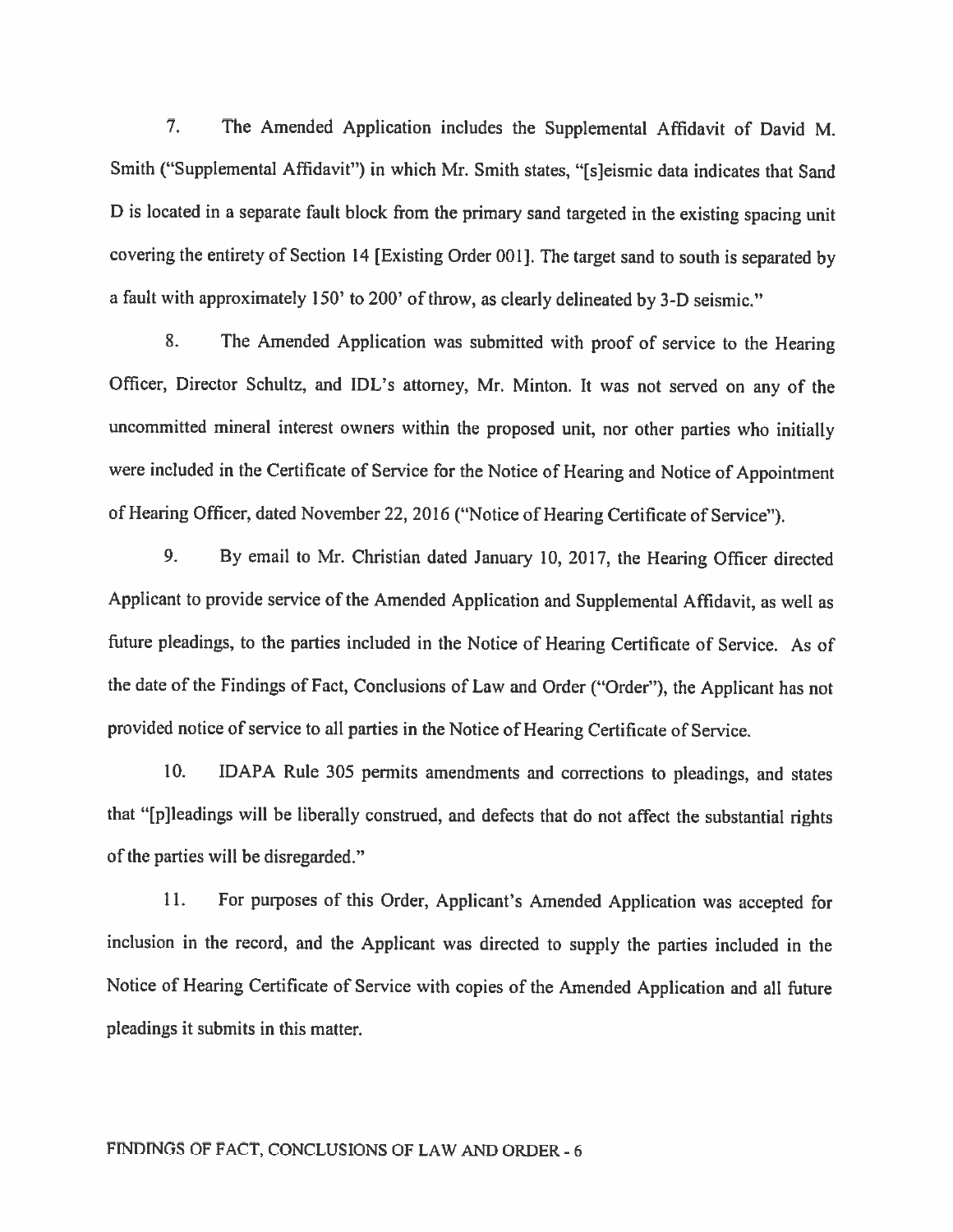7. The Amended Application includes the Supplemental Affidavit of David M. Smith ("Supplemental Affidavit") in which Mr. Smith states, "[s]eismic data indicates that Sand D is located in a separate fault block from the primary sand targeted in the existing spacing unit covering the entirety of Section 14 [Existing Order 001]. The target sand to south is separated by a fault with approximately 150' to 200' of throw, as clearly delineated by 3-D seismic."

8. The Amended Application was submitted with proof of service to the Hearing Officer, Director Schultz, and IDL's attorney, Mr. Minton. It was not served on any of the uncommitted mineral interest owners within the proposed unit, nor other parties who initially were included in the Certificate of Service for the Notice of Hearing and Notice of Appointment of Hearing Officer, dated November 22, 2016 ("Notice of Hearing Certificate of Service").

9. By email to Mr. Christian dated January 10, 2017, the Hearing Officer directed Applicant to provide service of the Amended Application and Supplemental Affidavit, as well as future pleadings, to the parties included in the Notice of Hearing Certificate of Service. As of the date of the Findings of Fact, Conclusions of Law and Order ("Order"), the Applicant has not provided notice of service to all parties in the Notice of Hearing Certificate of Service.

10. IDAPA Rule 305 permits amendments and corrections to pleadings, and states that "[p]leadings will be liberally construed, and defects that do not affect the substantial rights of the parties will be disregarded."

11. For purposes of this Order, Applicant's Amended Application was accepted for inclusion in the record, and the Applicant was directed to supply the parties included in the Notice of Hearing Certificate of Service with copies of the Amended Application and all future pleadings it submits in this matter.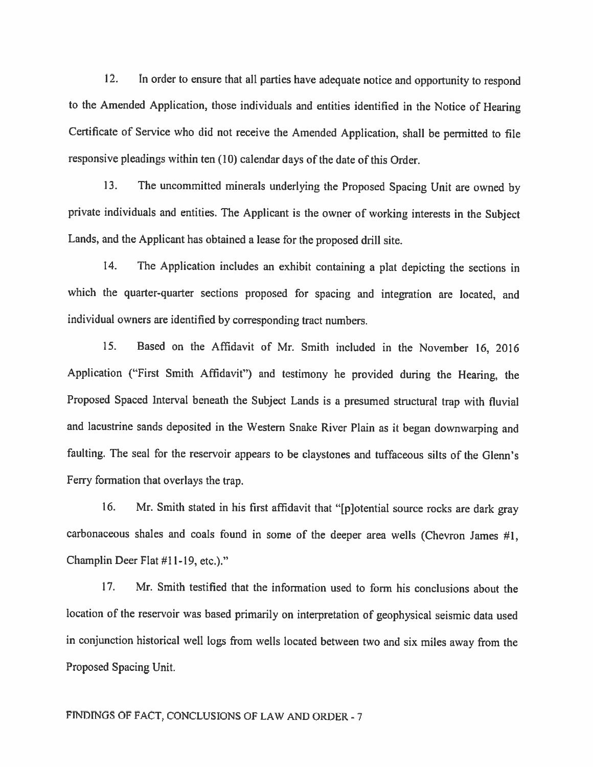12. In order to ensure that all parties have adequate notice and opportunity to respond to the Amended Application, those individuals and entities identified in the Notice of Hearing Certificate of Service who did not receive the Amended Application, shall be permitted to file responsive pleadings within ten (10) calendar days of the date of this Order.

13. The uncommitted minerals underlying the Proposed Spacing Unit are owned by private individuals and entities. The Applicant is the owner of working interests in the Subject Lands, and the Applicant has obtained a lease for the proposed drill site.

14. The Application includes an exhibit containing a plat depicting the sections in which the quarter-quarter sections proposed for spacing and integration are located, and individual owners are identified by corresponding tract numbers.

15. Based on the Affidavit of Mr. Smith included in the November 16, 2016 Application ("First Smith Affidavit") and testimony he provided during the Hearing, the Proposed Spaced Interval beneath the Subject Lands is a presumed structural trap with fluvial and lacustrine sands deposited in the Western Snake River Plain as it began downwarping and faulting. The seal for the reservoir appears to be claystones and tuffaceous silts of the Glenn's Ferry formation that overlays the trap.

16. Mr. Smith stated in his first affidavit that "[p]otential source rocks are dark gray carbonaceous shales and coals found in some of the deeper area wells (Chevron James #1, Champlin Deer Flat #11-19, etc.)."

17. Mr. Smith testified that the information used to form his conclusions about the location of the reservoir was based primarily on interpretation of geophysical seismic data used in conjunction historical well logs from wells located between two and six miles away from the Proposed Spacing Unit.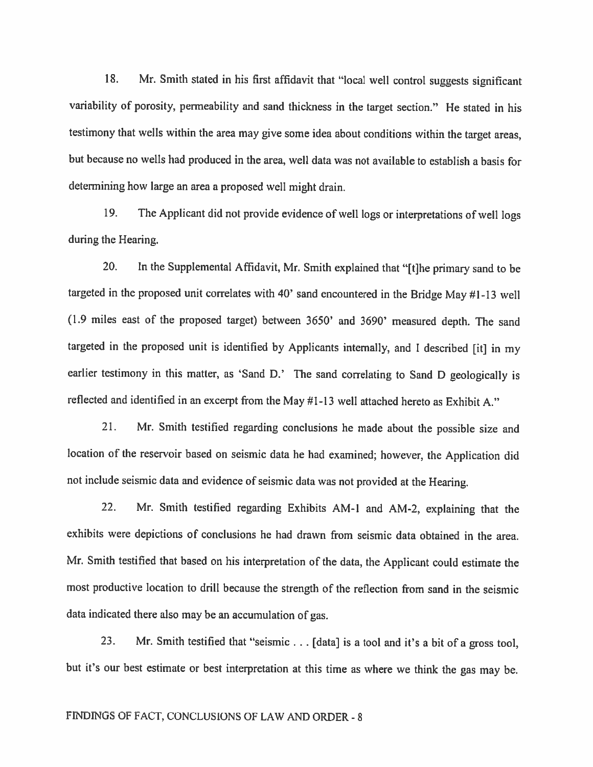18. Mr. Smith stated in his first affidavit that "local well control suggests significant variability of porosity, permeability and sand thickness in the target section." He stated in his testimony that wells within the area may give some idea about conditions within the target areas, but because no wells had produced in the area, well data was not available to establish a basis for determining how large an area a proposed well might drain.

19. The Applicant did not provide evidence of well logs or interpretations of well logs during the Hearing.

20. In the Supplemental Affidavit, Mr. Smith explained that "[t]he primary sand to be targeted in the proposed unit correlates with 40' sand encountered in the Bridge May #1-13 well (1.9 miles east of the proposed target) between 3650' and 3690' measured depth. The sand targeted in the proposed unit is identified by Applicants internally, and I described [it] in my earlier testimony in this matter, as 'Sand D.' The sand correlating to Sand D geologically is reflected and identified in an excerpt from the May #1-13 well attached hereto as Exhibit A."

21. Mr. Smith testified regarding conclusions he made about the possible size and location of the reservoir based on seismic data he had examined; however, the Application did not include seismic data and evidence of seismic data was not provided at the Hearing.

22. Mr. Smith testified regarding Exhibits AM-1 and AM-2, explaining that the exhibits were depictions of conclusions he had drawn from seismic data obtained in the area. Mr. Smith testified that based on his interpretation of the data, the Applicant could estimate the most productive location to drill because the strength of the reflection from sand in the seismic data indicated there also may be an accumulation of gas.

23. Mr. Smith testified that "seismic . . . [data] is a tool and it's a bit of a gross tool, but it's our best estimate or best interpretation at this time as where we think the gas may be.

FINDINGS OF FACT, CONCLUSIONS OF LAW AND ORDER - 8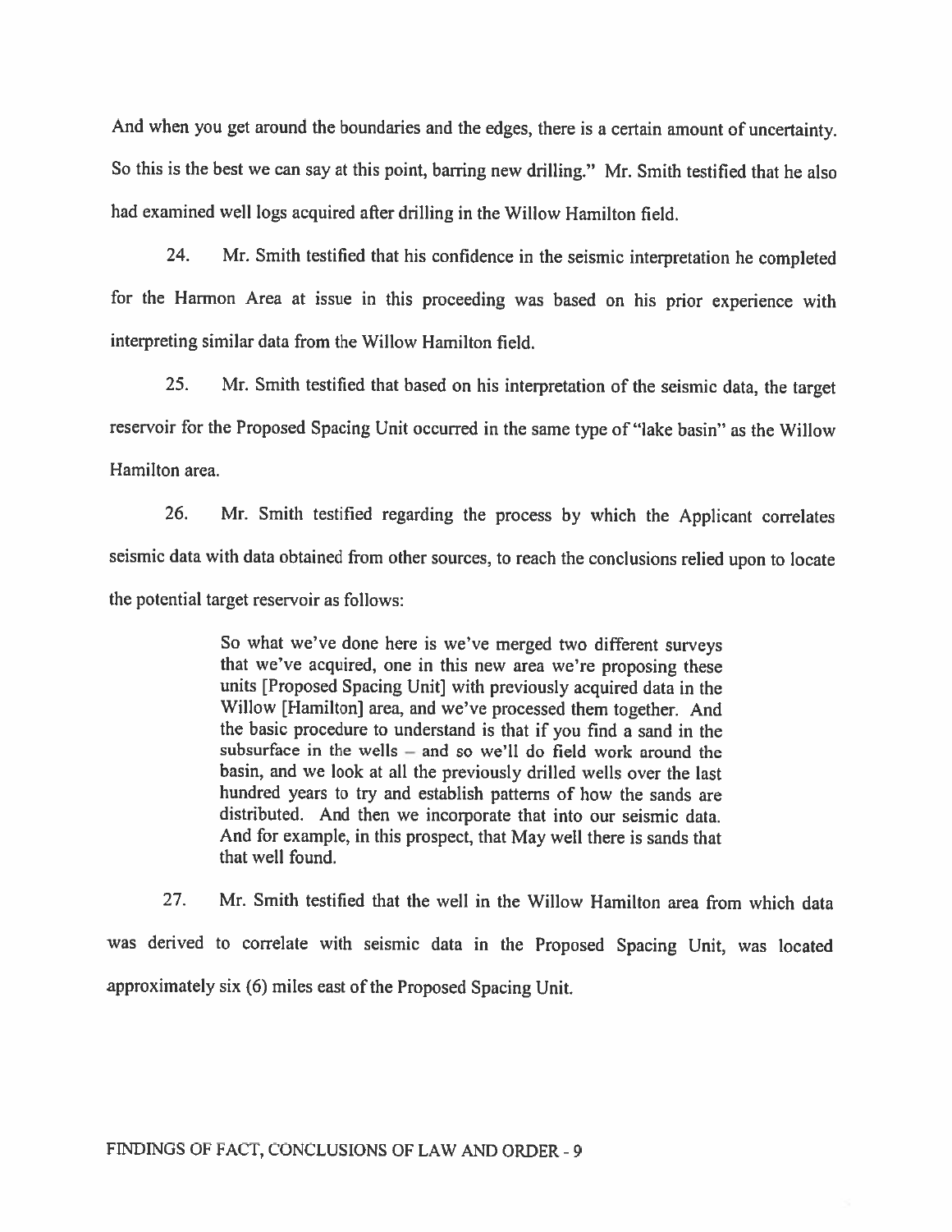And when you get around the boundaries and the edges, there is a certain amount of uncertainty. So this is the best we can say at this point, barring new drilling." Mr. Smith testified that he also had examined well logs acquired after drilling in the Willow Hamilton field.

24. Mr. Smith testified that his confidence in the seismic interpretation he completed for the Harmon Area at issue in this proceeding was based on his prior experience with interpreting similar data from the Willow Hamilton field.

25. Mr. Smith testified that based on his interpretation of the seismic data, the target reservoir for the Proposed Spacing Unit occurred in the same type of "lake basin" as the Willow Hamilton area.

26. Mr. Smith testified regarding the process by which the Applicant correlates seismic data with data obtained from other sources, to reach the conclusions relied upon to locate the potential target reservoir as follows:

> So what we've done here is we've merged two different surveys that we've acquired, one in this new area we're proposing these units [Proposed Spacing Unit] with previously acquired data in the Willow [Hamilton] area, and we've processed them together. And the basic procedure to understand is that if you find a sand in the subsurface in the wells – and so we'll do field work around the basin, and we look at all the previously drilled wells over the last hundred years to try and establish patterns of how the sands are distributed. And then we incorporate that into our seismic data. And for example, in this prospect, that May well there is sands that that well found.

27. Mr. Smith testified that the well in the Willow Hamilton area from which data was derived to correlate with seismic data in the Proposed Spacing Unit, was located approximately six (6) miles east of the Proposed Spacing Unit.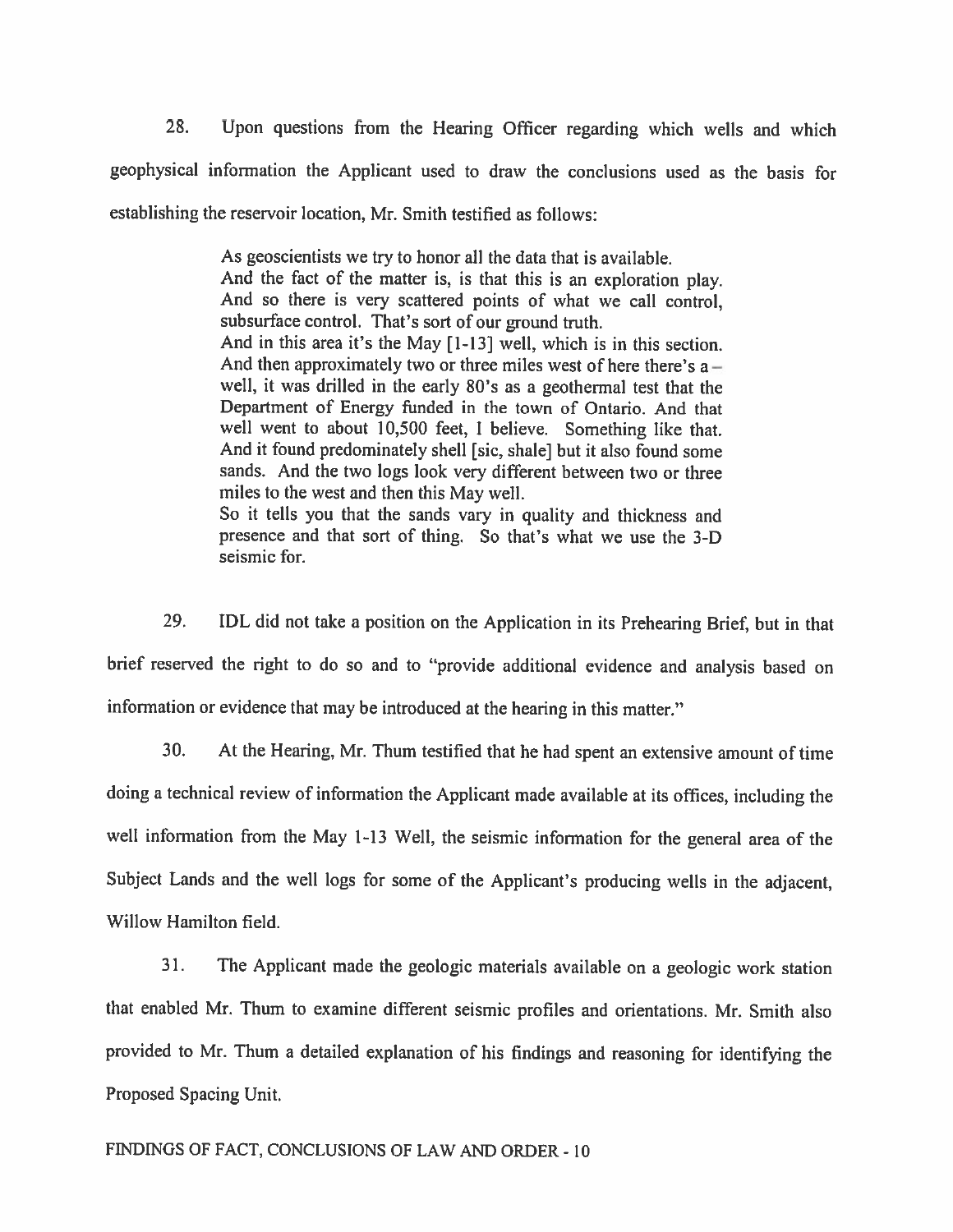28. Upon questions from the Hearing Officer regarding which wells and which geophysical information the Applicant used to draw the conclusions used as the basis for establishing the reservoir location, Mr. Smith testified as follows:

> As geoscientists we try to honor all the data that is available.
> And the fact of the matter is, is that this is an exploration play. And so there is very scattered points of what we call control, subsurface control. That's sort of our ground truth.
> And in this area it's the May [1-13] well, which is in this section. And then approximately two or three miles west of here there's a – well, it was drilled in the early 80's as a geothermal test that the Department of Energy funded in the town of Ontario. And that well went to about 10,500 feet, I believe. Something like that. And it found predominately shell [sic, shale] but it also found some sands. And the two logs look very different between two or three miles to the west and then this May well.
> So it tells you that the sands vary in quality and thickness and presence and that sort of thing. So that's what we use the 3-D seismic for.

29. IDL did not take a position on the Application in its Prehearing Brief, but in that brief reserved the right to do so and to "provide additional evidence and analysis based on information or evidence that may be introduced at the hearing in this matter."

30. At the Hearing, Mr. Thum testified that he had spent an extensive amount of time doing a technical review of information the Applicant made available at its offices, including the well information from the May 1-13 Well, the seismic information for the general area of the Subject Lands and the well logs for some of the Applicant's producing wells in the adjacent, Willow Hamilton field.

31. The Applicant made the geologic materials available on a geologic work station that enabled Mr. Thum to examine different seismic profiles and orientations. Mr. Smith also provided to Mr. Thum a detailed explanation of his findings and reasoning for identifying the Proposed Spacing Unit.

FINDINGS OF FACT, CONCLUSIONS OF LAW AND ORDER - 10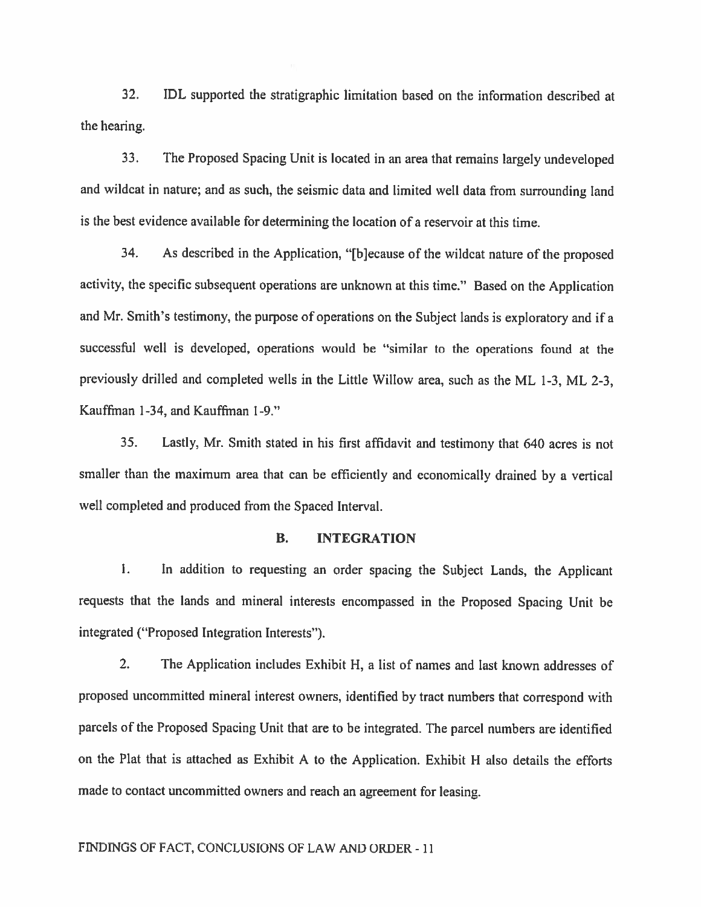32. IDL supported the stratigraphic limitation based on the information described at the hearing.

33. The Proposed Spacing Unit is located in an area that remains largely undeveloped and wildcat in nature; and as such, the seismic data and limited well data from surrounding land is the best evidence available for determining the location of a reservoir at this time.

34. As described in the Application, "[b]ecause of the wildcat nature of the proposed activity, the specific subsequent operations are unknown at this time." Based on the Application and Mr. Smith's testimony, the purpose of operations on the Subject lands is exploratory and if a successful well is developed, operations would be "similar to the operations found at the previously drilled and completed wells in the Little Willow area, such as the ML 1-3, ML 2-3, Kauffman 1-34, and Kauffman 1-9."

35. Lastly, Mr. Smith stated in his first affidavit and testimony that 640 acres is not smaller than the maximum area that can be efficiently and economically drained by a vertical well completed and produced from the Spaced Interval.

## B. INTEGRATION

1. In addition to requesting an order spacing the Subject Lands, the Applicant requests that the lands and mineral interests encompassed in the Proposed Spacing Unit be integrated ("Proposed Integration Interests").

2. The Application includes Exhibit H, a list of names and last known addresses of proposed uncommitted mineral interest owners, identified by tract numbers that correspond with parcels of the Proposed Spacing Unit that are to be integrated. The parcel numbers are identified on the Plat that is attached as Exhibit A to the Application. Exhibit H also details the efforts made to contact uncommitted owners and reach an agreement for leasing.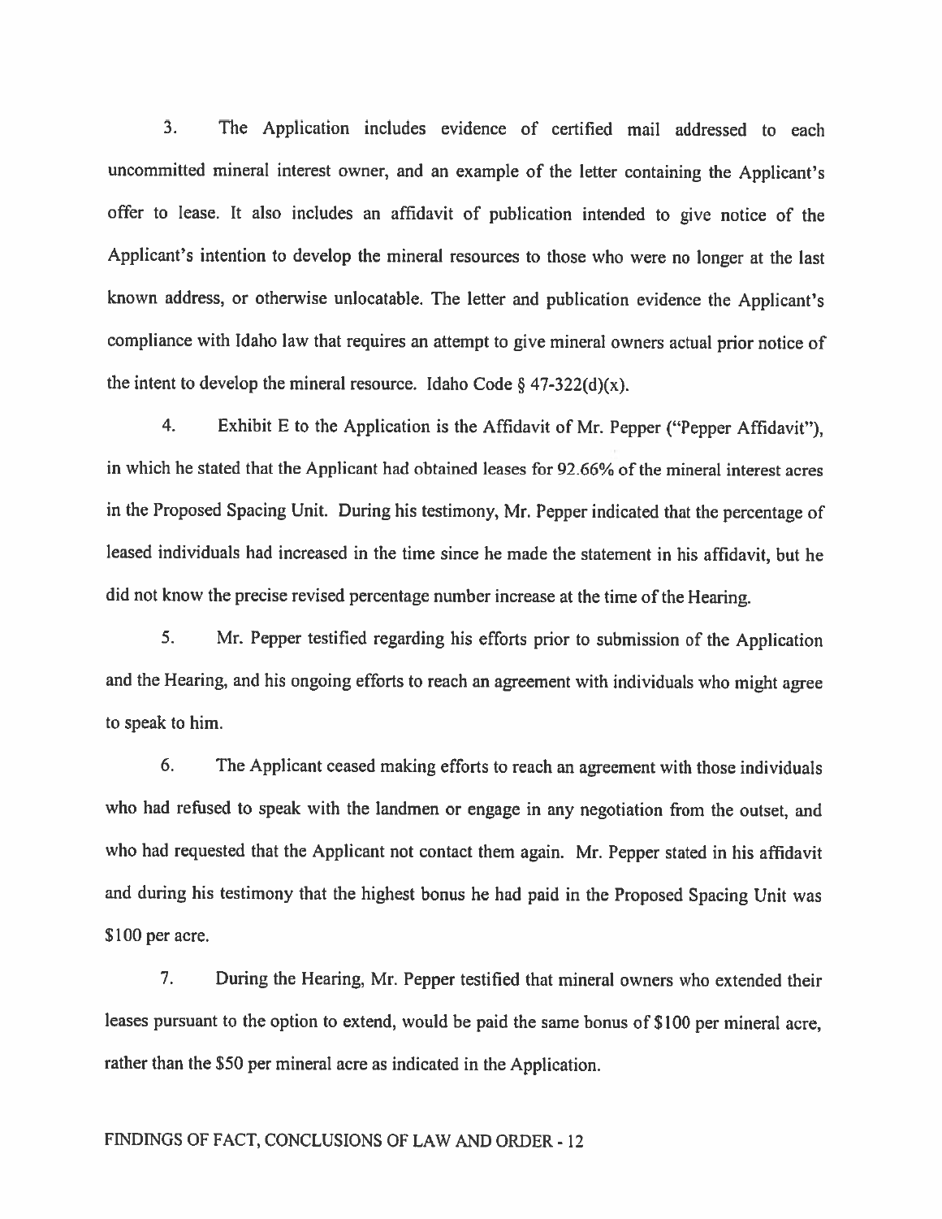3. The Application includes evidence of certified mail addressed to each uncommitted mineral interest owner, and an example of the letter containing the Applicant's offer to lease. It also includes an affidavit of publication intended to give notice of the Applicant's intention to develop the mineral resources to those who were no longer at the last known address, or otherwise unlocatable. The letter and publication evidence the Applicant's compliance with Idaho law that requires an attempt to give mineral owners actual prior notice of the intent to develop the mineral resource. Idaho Code § 47-322(d)(x).

4. Exhibit E to the Application is the Affidavit of Mr. Pepper ("Pepper Affidavit"), in which he stated that the Applicant had obtained leases for 92.66% of the mineral interest acres in the Proposed Spacing Unit. During his testimony, Mr. Pepper indicated that the percentage of leased individuals had increased in the time since he made the statement in his affidavit, but he did not know the precise revised percentage number increase at the time of the Hearing.

5. Mr. Pepper testified regarding his efforts prior to submission of the Application and the Hearing, and his ongoing efforts to reach an agreement with individuals who might agree to speak to him.

6. The Applicant ceased making efforts to reach an agreement with those individuals who had refused to speak with the landmen or engage in any negotiation from the outset, and who had requested that the Applicant not contact them again. Mr. Pepper stated in his affidavit and during his testimony that the highest bonus he had paid in the Proposed Spacing Unit was $100 per acre.

7. During the Hearing, Mr. Pepper testified that mineral owners who extended their leases pursuant to the option to extend, would be paid the same bonus of $100 per mineral acre, rather than the $50 per mineral acre as indicated in the Application.

FINDINGS OF FACT, CONCLUSIONS OF LAW AND ORDER - 12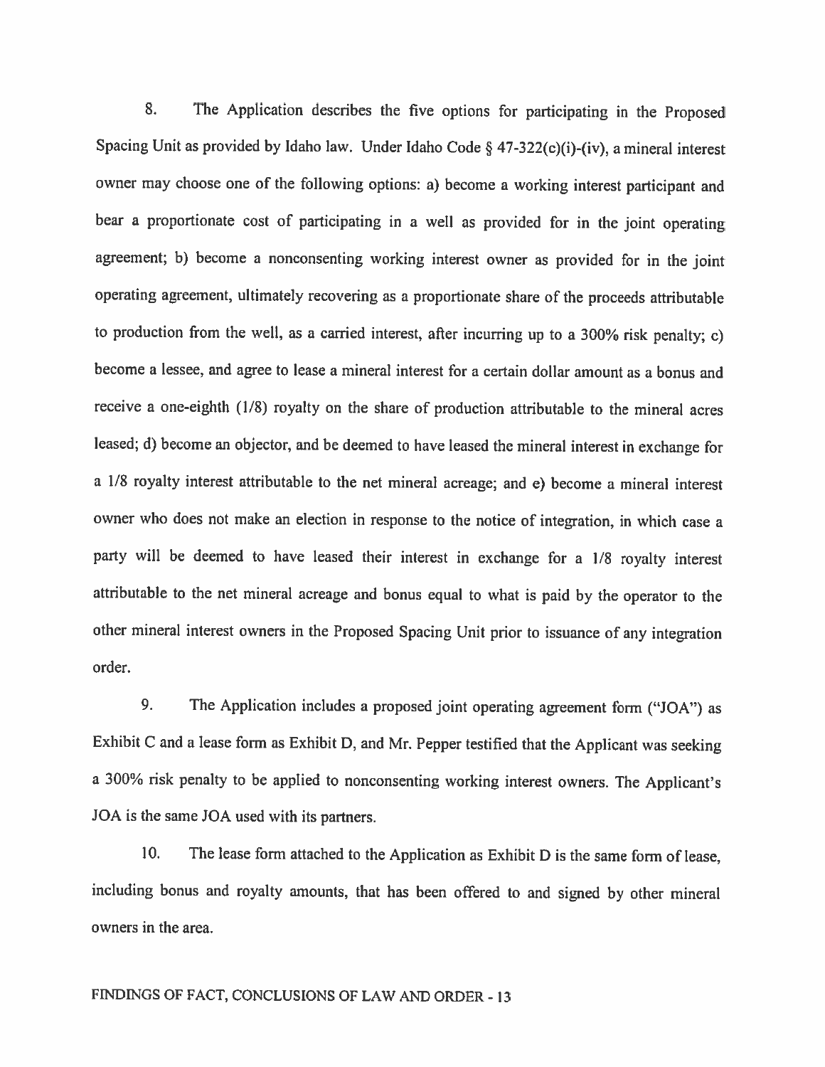8. The Application describes the five options for participating in the Proposed Spacing Unit as provided by Idaho law. Under Idaho Code § 47-322(c)(i)-(iv), a mineral interest owner may choose one of the following options: a) become a working interest participant and bear a proportionate cost of participating in a well as provided for in the joint operating agreement; b) become a nonconsenting working interest owner as provided for in the joint operating agreement, ultimately recovering as a proportionate share of the proceeds attributable to production from the well, as a carried interest, after incurring up to a 300% risk penalty; c) become a lessee, and agree to lease a mineral interest for a certain dollar amount as a bonus and receive a one-eighth (1/8) royalty on the share of production attributable to the mineral acres leased; d) become an objector, and be deemed to have leased the mineral interest in exchange for a 1/8 royalty interest attributable to the net mineral acreage; and e) become a mineral interest owner who does not make an election in response to the notice of integration, in which case a party will be deemed to have leased their interest in exchange for a 1/8 royalty interest attributable to the net mineral acreage and bonus equal to what is paid by the operator to the other mineral interest owners in the Proposed Spacing Unit prior to issuance of any integration order.

9. The Application includes a proposed joint operating agreement form ("JOA") as Exhibit C and a lease form as Exhibit D, and Mr. Pepper testified that the Applicant was seeking a 300% risk penalty to be applied to nonconsenting working interest owners. The Applicant's JOA is the same JOA used with its partners.

10. The lease form attached to the Application as Exhibit D is the same form of lease, including bonus and royalty amounts, that has been offered to and signed by other mineral owners in the area.

FINDINGS OF FACT, CONCLUSIONS OF LAW AND ORDER - 13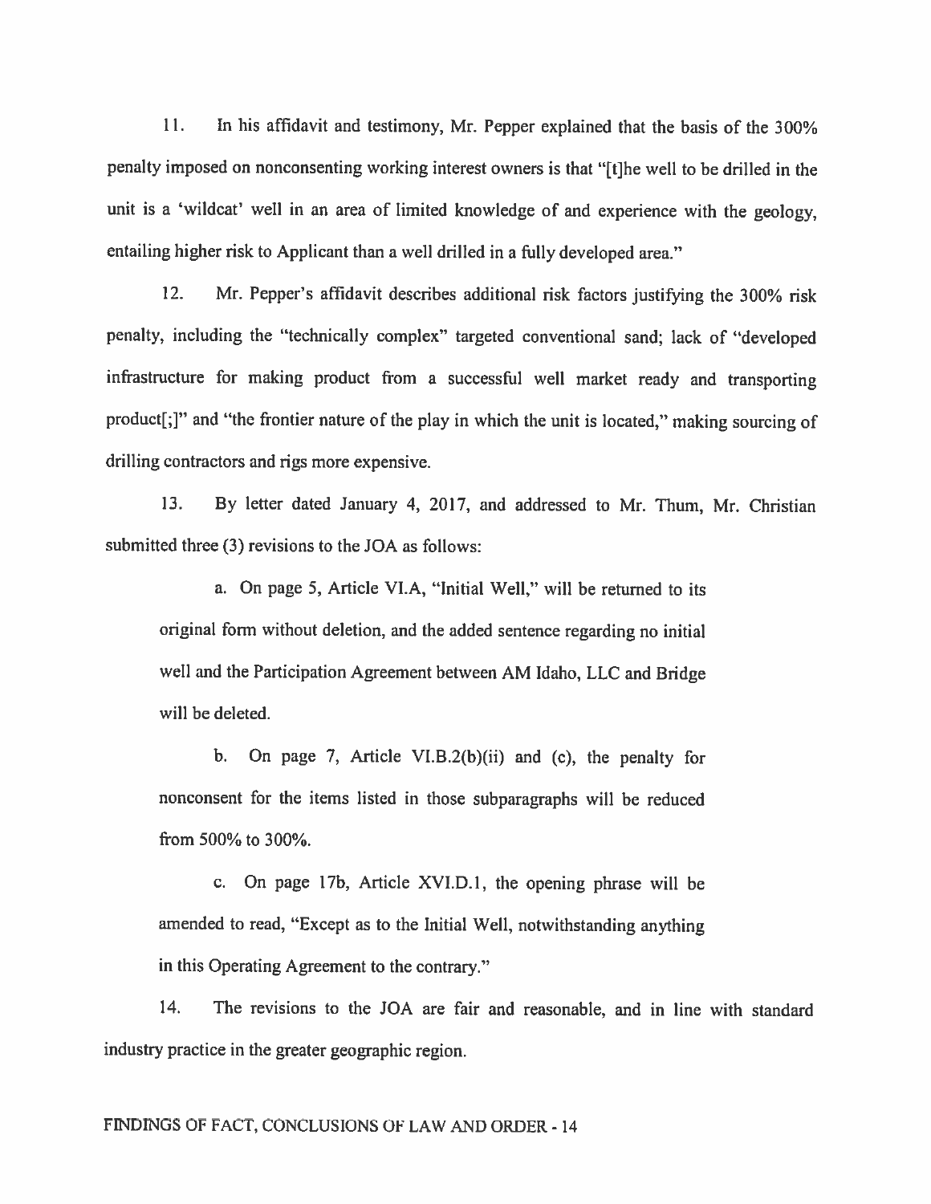11. In his affidavit and testimony, Mr. Pepper explained that the basis of the 300% penalty imposed on nonconsenting working interest owners is that "[t]he well to be drilled in the unit is a 'wildcat' well in an area of limited knowledge of and experience with the geology, entailing higher risk to Applicant than a well drilled in a fully developed area."

12. Mr. Pepper's affidavit describes additional risk factors justifying the 300% risk penalty, including the "technically complex" targeted conventional sand; lack of "developed infrastructure for making product from a successful well market ready and transporting product[;]" and "the frontier nature of the play in which the unit is located," making sourcing of drilling contractors and rigs more expensive.

13. By letter dated January 4, 2017, and addressed to Mr. Thum, Mr. Christian submitted three (3) revisions to the JOA as follows:

> a. On page 5, Article VI.A, "Initial Well," will be returned to its original form without deletion, and the added sentence regarding no initial well and the Participation Agreement between AM Idaho, LLC and Bridge will be deleted.
>
> b. On page 7, Article VI.B.2(b)(ii) and (c), the penalty for nonconsent for the items listed in those subparagraphs will be reduced from 500% to 300%.
>
> c. On page 17b, Article XVI.D.1, the opening phrase will be amended to read, "Except as to the Initial Well, notwithstanding anything in this Operating Agreement to the contrary."

14. The revisions to the JOA are fair and reasonable, and in line with standard industry practice in the greater geographic region.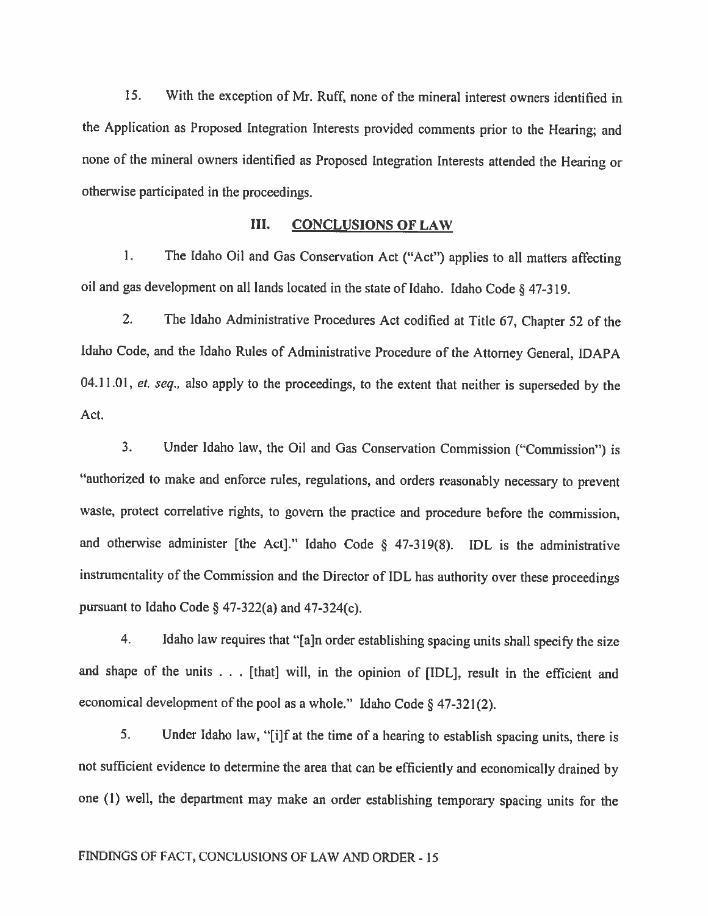15. With the exception of Mr. Ruff, none of the mineral interest owners identified in the Application as Proposed Integration Interests provided comments prior to the Hearing; and none of the mineral owners identified as Proposed Integration Interests attended the Hearing or otherwise participated in the proceedings.

## III. CONCLUSIONS OF LAW

1. The Idaho Oil and Gas Conservation Act ("Act") applies to all matters affecting oil and gas development on all lands located in the state of Idaho. Idaho Code § 47-319.

2. The Idaho Administrative Procedures Act codified at Title 67, Chapter 52 of the Idaho Code, and the Idaho Rules of Administrative Procedure of the Attorney General, IDAPA 04.11.01, *et. seq.,* also apply to the proceedings, to the extent that neither is superseded by the Act.

3. Under Idaho law, the Oil and Gas Conservation Commission ("Commission") is "authorized to make and enforce rules, regulations, and orders reasonably necessary to prevent waste, protect correlative rights, to govern the practice and procedure before the commission, and otherwise administer [the Act]." Idaho Code § 47-319(8). IDL is the administrative instrumentality of the Commission and the Director of IDL has authority over these proceedings pursuant to Idaho Code § 47-322(a) and 47-324(c).

4. Idaho law requires that "[a]n order establishing spacing units shall specify the size and shape of the units . . . [that] will, in the opinion of [IDL], result in the efficient and economical development of the pool as a whole." Idaho Code § 47-321(2).

5. Under Idaho law, "[i]f at the time of a hearing to establish spacing units, there is not sufficient evidence to determine the area that can be efficiently and economically drained by one (1) well, the department may make an order establishing temporary spacing units for the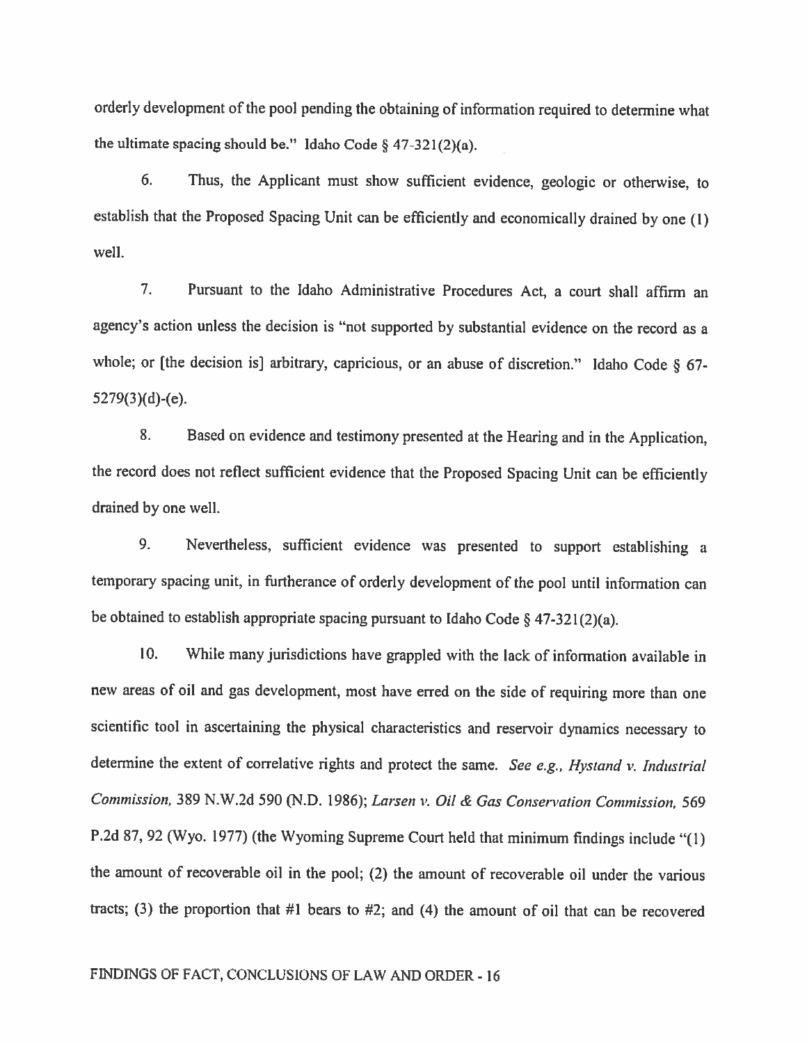orderly development of the pool pending the obtaining of information required to determine what the ultimate spacing should be." Idaho Code § 47-321(2)(a).

6. Thus, the Applicant must show sufficient evidence, geologic or otherwise, to establish that the Proposed Spacing Unit can be efficiently and economically drained by one (1) well.

7. Pursuant to the Idaho Administrative Procedures Act, a court shall affirm an agency's action unless the decision is "not supported by substantial evidence on the record as a whole; or [the decision is] arbitrary, capricious, or an abuse of discretion." Idaho Code § 67-5279(3)(d)-(e).

8. Based on evidence and testimony presented at the Hearing and in the Application, the record does not reflect sufficient evidence that the Proposed Spacing Unit can be efficiently drained by one well.

9. Nevertheless, sufficient evidence was presented to support establishing a temporary spacing unit, in furtherance of orderly development of the pool until information can be obtained to establish appropriate spacing pursuant to Idaho Code § 47-321(2)(a).

10. While many jurisdictions have grappled with the lack of information available in new areas of oil and gas development, most have erred on the side of requiring more than one scientific tool in ascertaining the physical characteristics and reservoir dynamics necessary to determine the extent of correlative rights and protect the same. *See e.g., Hystand v. Industrial Commission*, 389 N.W.2d 590 (N.D. 1986); *Larsen v. Oil & Gas Conservation Commission*, 569 P.2d 87, 92 (Wyo. 1977) (the Wyoming Supreme Court held that minimum findings include "(1) the amount of recoverable oil in the pool; (2) the amount of recoverable oil under the various tracts; (3) the proportion that #1 bears to #2; and (4) the amount of oil that can be recovered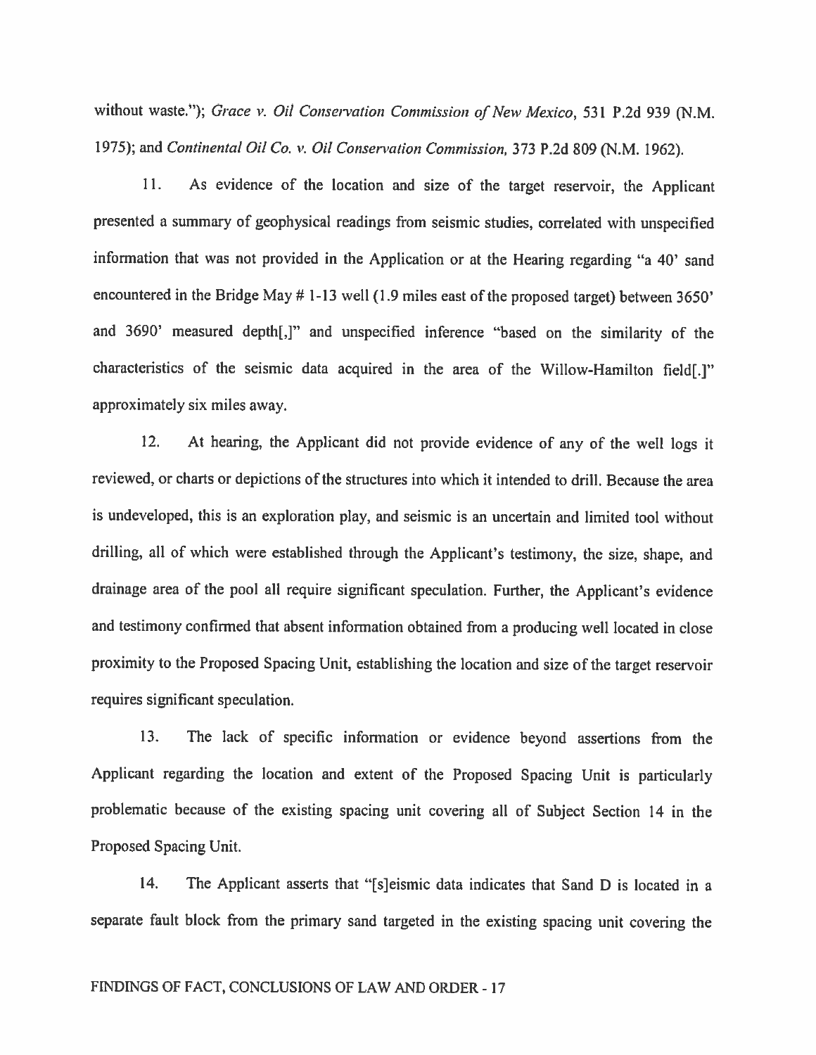without waste."); *Grace v. Oil Conservation Commission of New Mexico*, 531 P.2d 939 (N.M. 1975); and *Continental Oil Co. v. Oil Conservation Commission*, 373 P.2d 809 (N.M. 1962).

11. As evidence of the location and size of the target reservoir, the Applicant presented a summary of geophysical readings from seismic studies, correlated with unspecified information that was not provided in the Application or at the Hearing regarding "a 40' sand encountered in the Bridge May # 1-13 well (1.9 miles east of the proposed target) between 3650' and 3690' measured depth[,]" and unspecified inference "based on the similarity of the characteristics of the seismic data acquired in the area of the Willow-Hamilton field[.]" approximately six miles away.

12. At hearing, the Applicant did not provide evidence of any of the well logs it reviewed, or charts or depictions of the structures into which it intended to drill. Because the area is undeveloped, this is an exploration play, and seismic is an uncertain and limited tool without drilling, all of which were established through the Applicant's testimony, the size, shape, and drainage area of the pool all require significant speculation. Further, the Applicant's evidence and testimony confirmed that absent information obtained from a producing well located in close proximity to the Proposed Spacing Unit, establishing the location and size of the target reservoir requires significant speculation.

13. The lack of specific information or evidence beyond assertions from the Applicant regarding the location and extent of the Proposed Spacing Unit is particularly problematic because of the existing spacing unit covering all of Subject Section 14 in the Proposed Spacing Unit.

14. The Applicant asserts that "[s]eismic data indicates that Sand D is located in a separate fault block from the primary sand targeted in the existing spacing unit covering the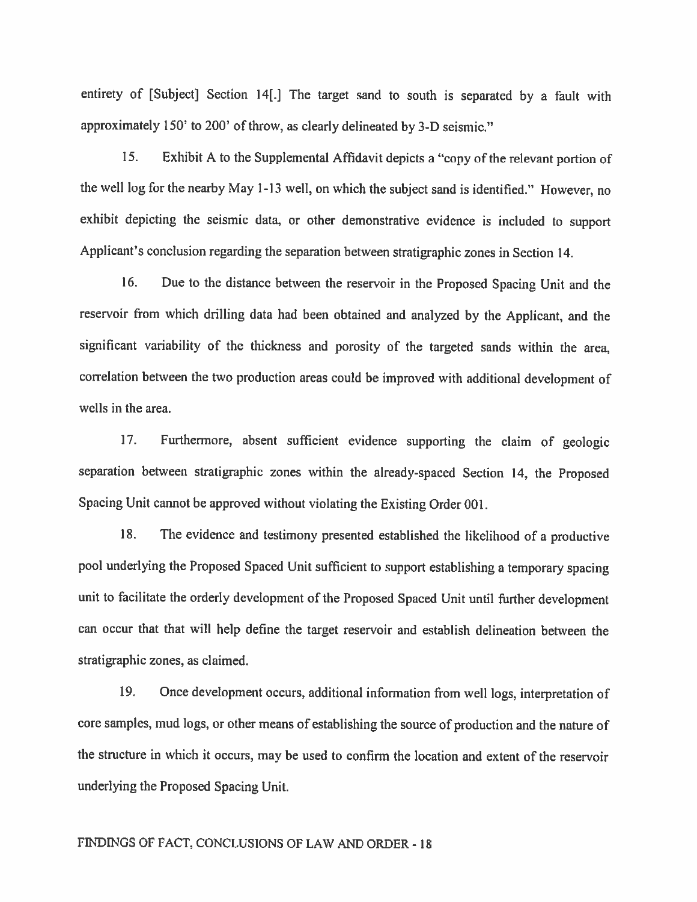entirety of [Subject] Section 14[.] The target sand to south is separated by a fault with approximately 150' to 200' of throw, as clearly delineated by 3-D seismic."

15. Exhibit A to the Supplemental Affidavit depicts a "copy of the relevant portion of the well log for the nearby May 1-13 well, on which the subject sand is identified." However, no exhibit depicting the seismic data, or other demonstrative evidence is included to support Applicant's conclusion regarding the separation between stratigraphic zones in Section 14.

16. Due to the distance between the reservoir in the Proposed Spacing Unit and the reservoir from which drilling data had been obtained and analyzed by the Applicant, and the significant variability of the thickness and porosity of the targeted sands within the area, correlation between the two production areas could be improved with additional development of wells in the area.

17. Furthermore, absent sufficient evidence supporting the claim of geologic separation between stratigraphic zones within the already-spaced Section 14, the Proposed Spacing Unit cannot be approved without violating the Existing Order 001.

18. The evidence and testimony presented established the likelihood of a productive pool underlying the Proposed Spaced Unit sufficient to support establishing a temporary spacing unit to facilitate the orderly development of the Proposed Spaced Unit until further development can occur that that will help define the target reservoir and establish delineation between the stratigraphic zones, as claimed.

19. Once development occurs, additional information from well logs, interpretation of core samples, mud logs, or other means of establishing the source of production and the nature of the structure in which it occurs, may be used to confirm the location and extent of the reservoir underlying the Proposed Spacing Unit.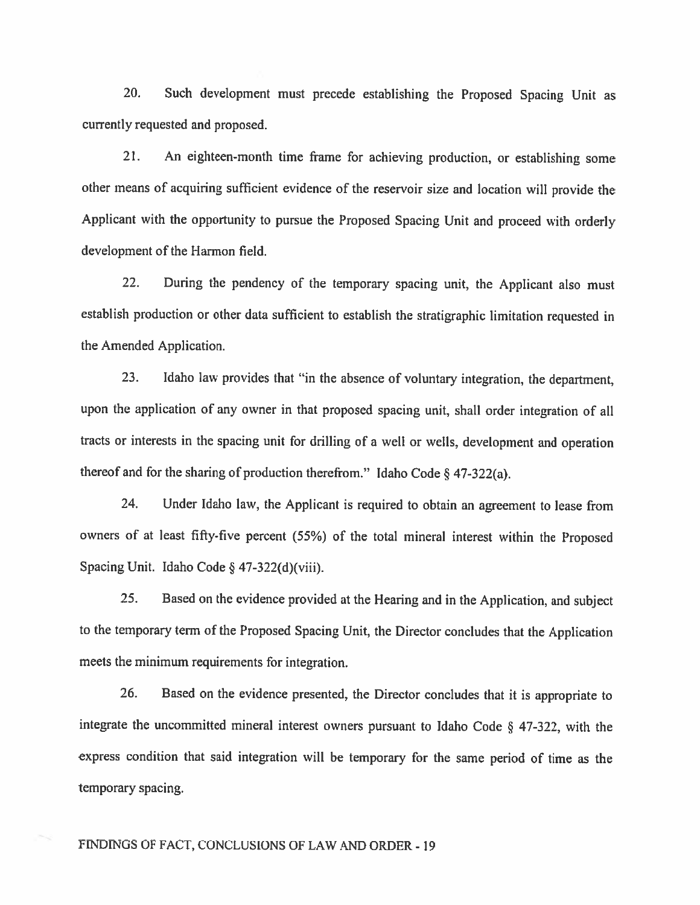20. Such development must precede establishing the Proposed Spacing Unit as currently requested and proposed.

21. An eighteen-month time frame for achieving production, or establishing some other means of acquiring sufficient evidence of the reservoir size and location will provide the Applicant with the opportunity to pursue the Proposed Spacing Unit and proceed with orderly development of the Harmon field.

22. During the pendency of the temporary spacing unit, the Applicant also must establish production or other data sufficient to establish the stratigraphic limitation requested in the Amended Application.

23. Idaho law provides that "in the absence of voluntary integration, the department, upon the application of any owner in that proposed spacing unit, shall order integration of all tracts or interests in the spacing unit for drilling of a well or wells, development and operation thereof and for the sharing of production therefrom." Idaho Code § 47-322(a).

24. Under Idaho law, the Applicant is required to obtain an agreement to lease from owners of at least fifty-five percent (55%) of the total mineral interest within the Proposed Spacing Unit. Idaho Code § 47-322(d)(viii).

25. Based on the evidence provided at the Hearing and in the Application, and subject to the temporary term of the Proposed Spacing Unit, the Director concludes that the Application meets the minimum requirements for integration.

26. Based on the evidence presented, the Director concludes that it is appropriate to integrate the uncommitted mineral interest owners pursuant to Idaho Code § 47-322, with the express condition that said integration will be temporary for the same period of time as the temporary spacing.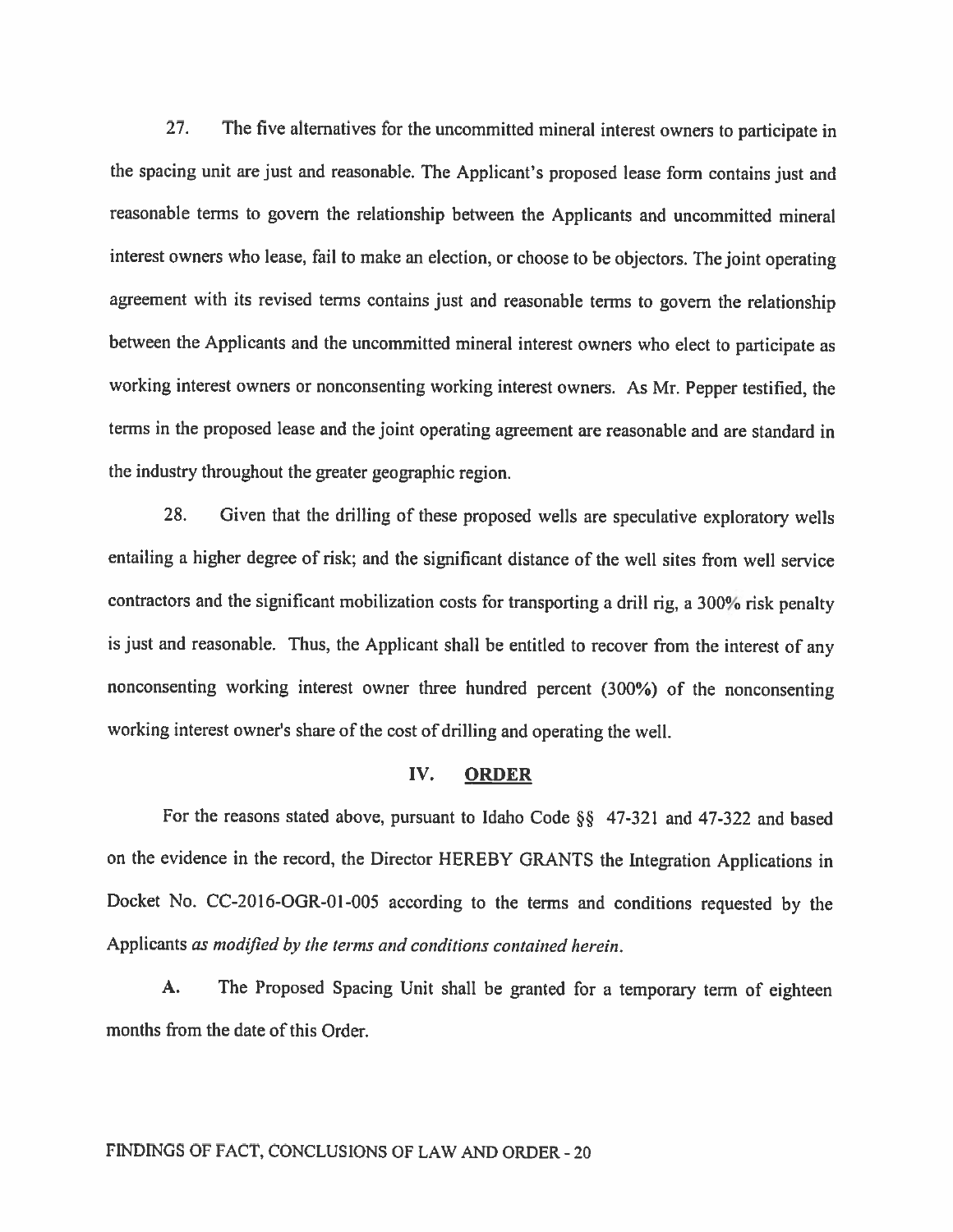27. The five alternatives for the uncommitted mineral interest owners to participate in the spacing unit are just and reasonable. The Applicant's proposed lease form contains just and reasonable terms to govern the relationship between the Applicants and uncommitted mineral interest owners who lease, fail to make an election, or choose to be objectors. The joint operating agreement with its revised terms contains just and reasonable terms to govern the relationship between the Applicants and the uncommitted mineral interest owners who elect to participate as working interest owners or nonconsenting working interest owners. As Mr. Pepper testified, the terms in the proposed lease and the joint operating agreement are reasonable and are standard in the industry throughout the greater geographic region.

28. Given that the drilling of these proposed wells are speculative exploratory wells entailing a higher degree of risk; and the significant distance of the well sites from well service contractors and the significant mobilization costs for transporting a drill rig, a 300% risk penalty is just and reasonable. Thus, the Applicant shall be entitled to recover from the interest of any nonconsenting working interest owner three hundred percent (300%) of the nonconsenting working interest owner's share of the cost of drilling and operating the well.

## IV. ORDER

For the reasons stated above, pursuant to Idaho Code §§ 47-321 and 47-322 and based on the evidence in the record, the Director HEREBY GRANTS the Integration Applications in Docket No. CC-2016-OGR-01-005 according to the terms and conditions requested by the Applicants *as modified by the terms and conditions contained herein*.

**A.** The Proposed Spacing Unit shall be granted for a temporary term of eighteen months from the date of this Order.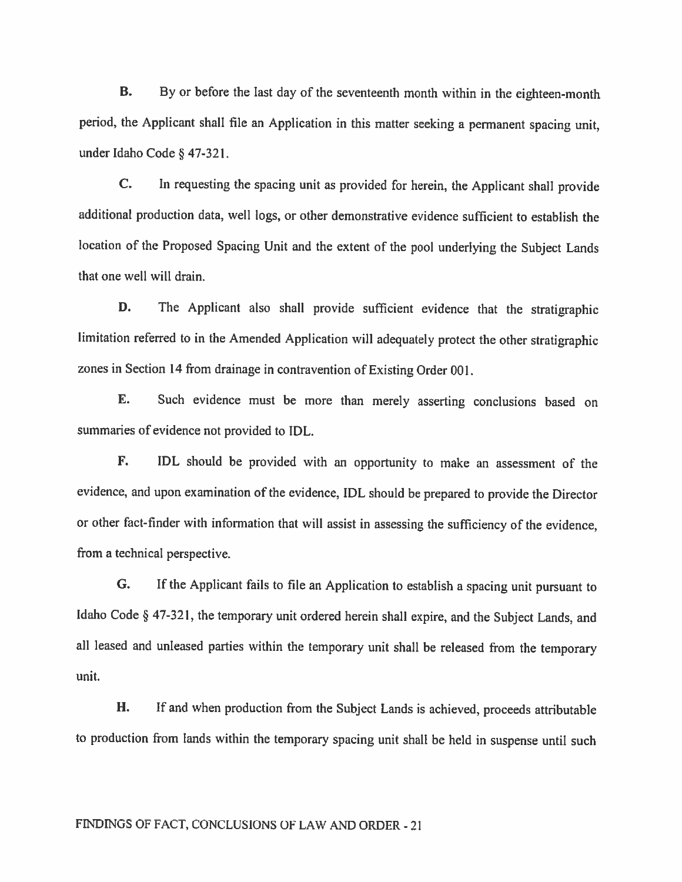**B.** By or before the last day of the seventeenth month within in the eighteen-month period, the Applicant shall file an Application in this matter seeking a permanent spacing unit, under Idaho Code § 47-321.

**C.** In requesting the spacing unit as provided for herein, the Applicant shall provide additional production data, well logs, or other demonstrative evidence sufficient to establish the location of the Proposed Spacing Unit and the extent of the pool underlying the Subject Lands that one well will drain.

**D.** The Applicant also shall provide sufficient evidence that the stratigraphic limitation referred to in the Amended Application will adequately protect the other stratigraphic zones in Section 14 from drainage in contravention of Existing Order 001.

**E.** Such evidence must be more than merely asserting conclusions based on summaries of evidence not provided to IDL.

**F.** IDL should be provided with an opportunity to make an assessment of the evidence, and upon examination of the evidence, IDL should be prepared to provide the Director or other fact-finder with information that will assist in assessing the sufficiency of the evidence, from a technical perspective.

**G.** If the Applicant fails to file an Application to establish a spacing unit pursuant to Idaho Code § 47-321, the temporary unit ordered herein shall expire, and the Subject Lands, and all leased and unleased parties within the temporary unit shall be released from the temporary unit.

**H.** If and when production from the Subject Lands is achieved, proceeds attributable to production from lands within the temporary spacing unit shall be held in suspense until such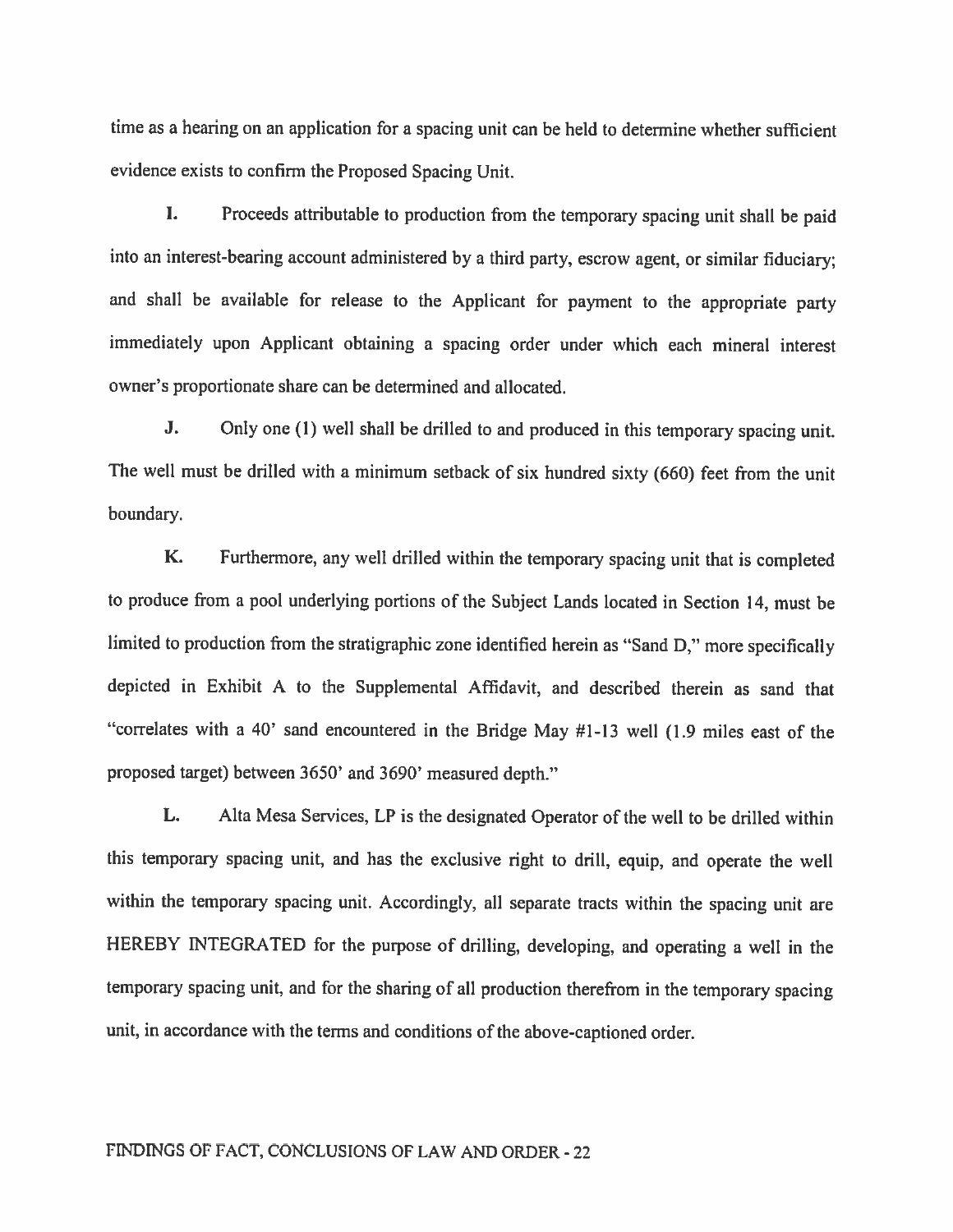time as a hearing on an application for a spacing unit can be held to determine whether sufficient evidence exists to confirm the Proposed Spacing Unit.

**I.** Proceeds attributable to production from the temporary spacing unit shall be paid into an interest-bearing account administered by a third party, escrow agent, or similar fiduciary; and shall be available for release to the Applicant for payment to the appropriate party immediately upon Applicant obtaining a spacing order under which each mineral interest owner's proportionate share can be determined and allocated.

**J.** Only one (1) well shall be drilled to and produced in this temporary spacing unit. The well must be drilled with a minimum setback of six hundred sixty (660) feet from the unit boundary.

**K.** Furthermore, any well drilled within the temporary spacing unit that is completed to produce from a pool underlying portions of the Subject Lands located in Section 14, must be limited to production from the stratigraphic zone identified herein as "Sand D," more specifically depicted in Exhibit A to the Supplemental Affidavit, and described therein as sand that "correlates with a 40' sand encountered in the Bridge May #1-13 well (1.9 miles east of the proposed target) between 3650' and 3690' measured depth."

**L.** Alta Mesa Services, LP is the designated Operator of the well to be drilled within this temporary spacing unit, and has the exclusive right to drill, equip, and operate the well within the temporary spacing unit. Accordingly, all separate tracts within the spacing unit are HEREBY INTEGRATED for the purpose of drilling, developing, and operating a well in the temporary spacing unit, and for the sharing of all production therefrom in the temporary spacing unit, in accordance with the terms and conditions of the above-captioned order.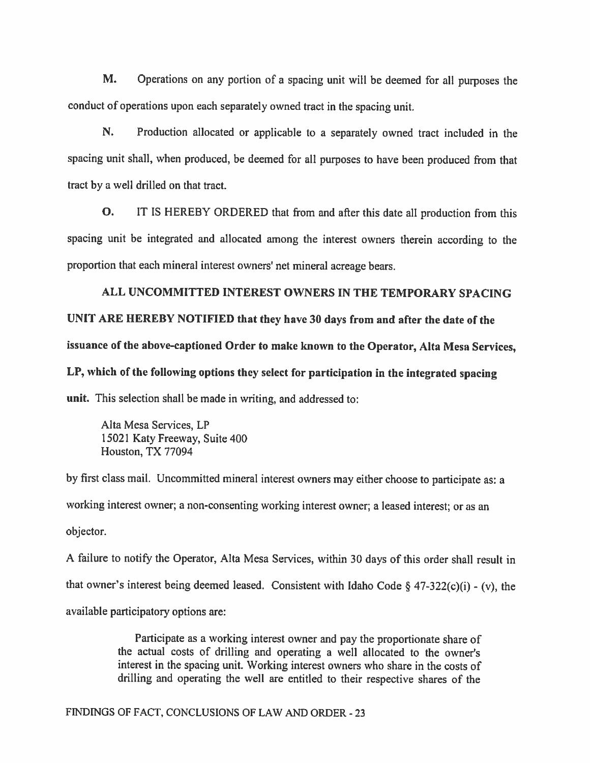**M.** Operations on any portion of a spacing unit will be deemed for all purposes the conduct of operations upon each separately owned tract in the spacing unit.

**N.** Production allocated or applicable to a separately owned tract included in the spacing unit shall, when produced, be deemed for all purposes to have been produced from that tract by a well drilled on that tract.

**O.** IT IS HEREBY ORDERED that from and after this date all production from this spacing unit be integrated and allocated among the interest owners therein according to the proportion that each mineral interest owners' net mineral acreage bears.

**ALL UNCOMMITTED INTEREST OWNERS IN THE TEMPORARY SPACING UNIT ARE HEREBY NOTIFIED that they have 30 days from and after the date of the issuance of the above-captioned Order to make known to the Operator, Alta Mesa Services, LP, which of the following options they select for participation in the integrated spacing unit.** This selection shall be made in writing, and addressed to:

> Alta Mesa Services, LP
> 15021 Katy Freeway, Suite 400
> Houston, TX 77094

by first class mail. Uncommitted mineral interest owners may either choose to participate as: a working interest owner; a non-consenting working interest owner; a leased interest; or as an objector.

A failure to notify the Operator, Alta Mesa Services, within 30 days of this order shall result in that owner's interest being deemed leased. Consistent with Idaho Code § 47-322(c)(i) - (v), the available participatory options are:

> Participate as a working interest owner and pay the proportionate share of the actual costs of drilling and operating a well allocated to the owner's interest in the spacing unit. Working interest owners who share in the costs of drilling and operating the well are entitled to their respective shares of the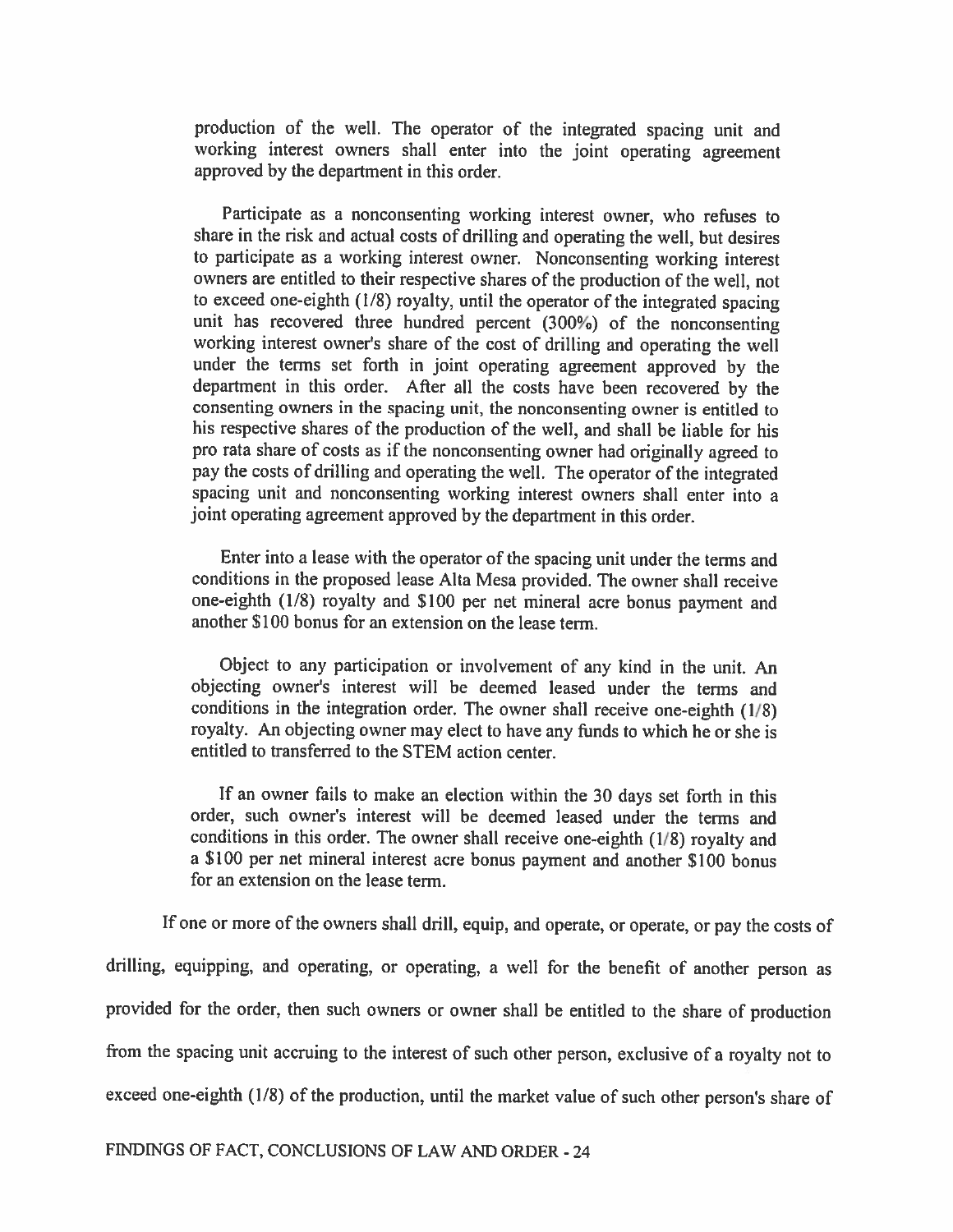production of the well. The operator of the integrated spacing unit and working interest owners shall enter into the joint operating agreement approved by the department in this order.

Participate as a nonconsenting working interest owner, who refuses to share in the risk and actual costs of drilling and operating the well, but desires to participate as a working interest owner. Nonconsenting working interest owners are entitled to their respective shares of the production of the well, not to exceed one-eighth (1/8) royalty, until the operator of the integrated spacing unit has recovered three hundred percent (300%) of the nonconsenting working interest owner's share of the cost of drilling and operating the well under the terms set forth in joint operating agreement approved by the department in this order. After all the costs have been recovered by the consenting owners in the spacing unit, the nonconsenting owner is entitled to his respective shares of the production of the well, and shall be liable for his pro rata share of costs as if the nonconsenting owner had originally agreed to pay the costs of drilling and operating the well. The operator of the integrated spacing unit and nonconsenting working interest owners shall enter into a joint operating agreement approved by the department in this order.

Enter into a lease with the operator of the spacing unit under the terms and conditions in the proposed lease Alta Mesa provided. The owner shall receive one-eighth (1/8) royalty and $100 per net mineral acre bonus payment and another $100 bonus for an extension on the lease term.

Object to any participation or involvement of any kind in the unit. An objecting owner's interest will be deemed leased under the terms and conditions in the integration order. The owner shall receive one-eighth (1/8) royalty. An objecting owner may elect to have any funds to which he or she is entitled to transferred to the STEM action center.

If an owner fails to make an election within the 30 days set forth in this order, such owner's interest will be deemed leased under the terms and conditions in this order. The owner shall receive one-eighth (1/8) royalty and a $100 per net mineral interest acre bonus payment and another $100 bonus for an extension on the lease term.

If one or more of the owners shall drill, equip, and operate, or operate, or pay the costs of drilling, equipping, and operating, or operating, a well for the benefit of another person as provided for the order, then such owners or owner shall be entitled to the share of production from the spacing unit accruing to the interest of such other person, exclusive of a royalty not to exceed one-eighth (1/8) of the production, until the market value of such other person's share of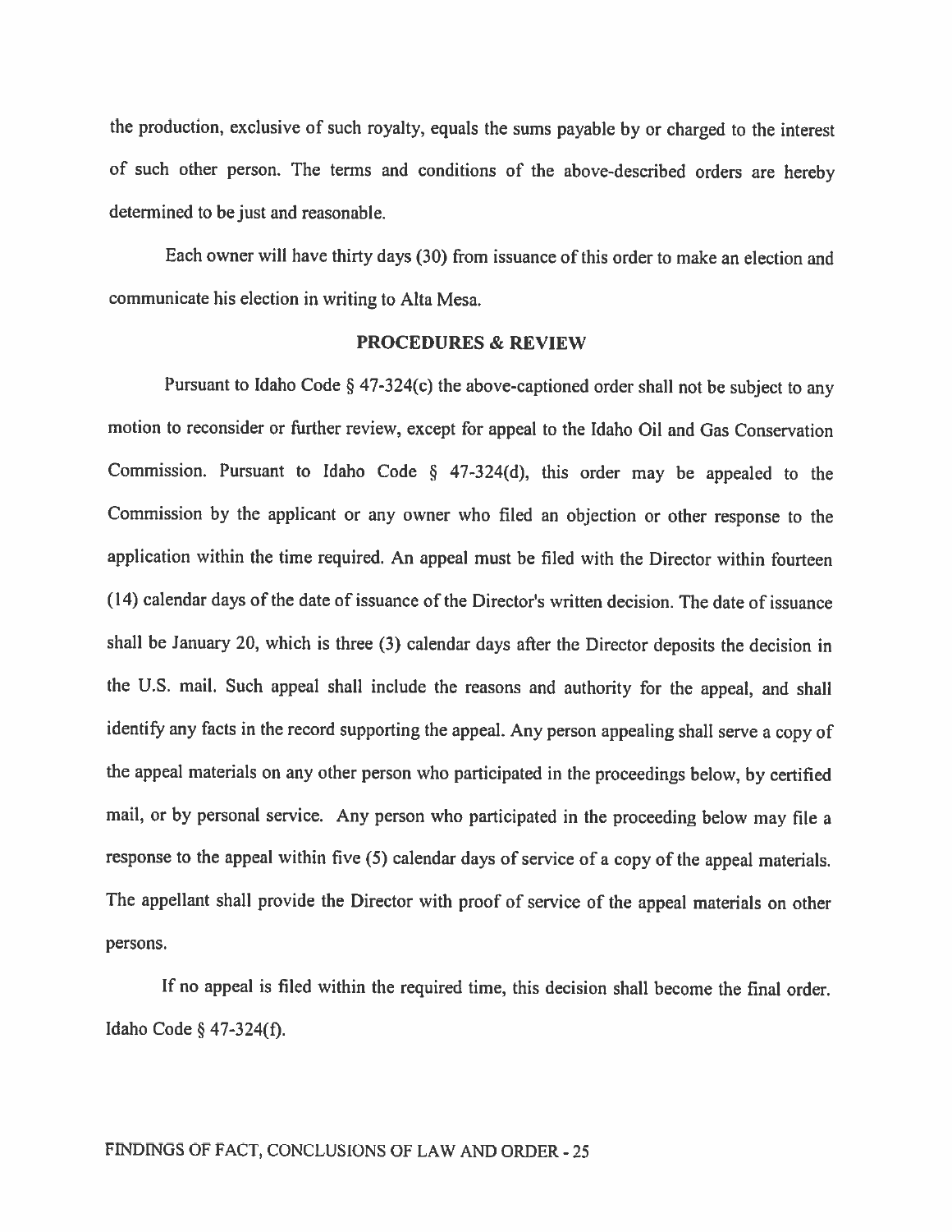the production, exclusive of such royalty, equals the sums payable by or charged to the interest of such other person. The terms and conditions of the above-described orders are hereby determined to be just and reasonable.

Each owner will have thirty days (30) from issuance of this order to make an election and communicate his election in writing to Alta Mesa.

## PROCEDURES & REVIEW

Pursuant to Idaho Code § 47-324(c) the above-captioned order shall not be subject to any motion to reconsider or further review, except for appeal to the Idaho Oil and Gas Conservation Commission. Pursuant to Idaho Code § 47-324(d), this order may be appealed to the Commission by the applicant or any owner who filed an objection or other response to the application within the time required. An appeal must be filed with the Director within fourteen (14) calendar days of the date of issuance of the Director's written decision. The date of issuance shall be January 20, which is three (3) calendar days after the Director deposits the decision in the U.S. mail. Such appeal shall include the reasons and authority for the appeal, and shall identify any facts in the record supporting the appeal. Any person appealing shall serve a copy of the appeal materials on any other person who participated in the proceedings below, by certified mail, or by personal service. Any person who participated in the proceeding below may file a response to the appeal within five (5) calendar days of service of a copy of the appeal materials. The appellant shall provide the Director with proof of service of the appeal materials on other persons.

If no appeal is filed within the required time, this decision shall become the final order. Idaho Code § 47-324(f).

FINDINGS OF FACT, CONCLUSIONS OF LAW AND ORDER - 25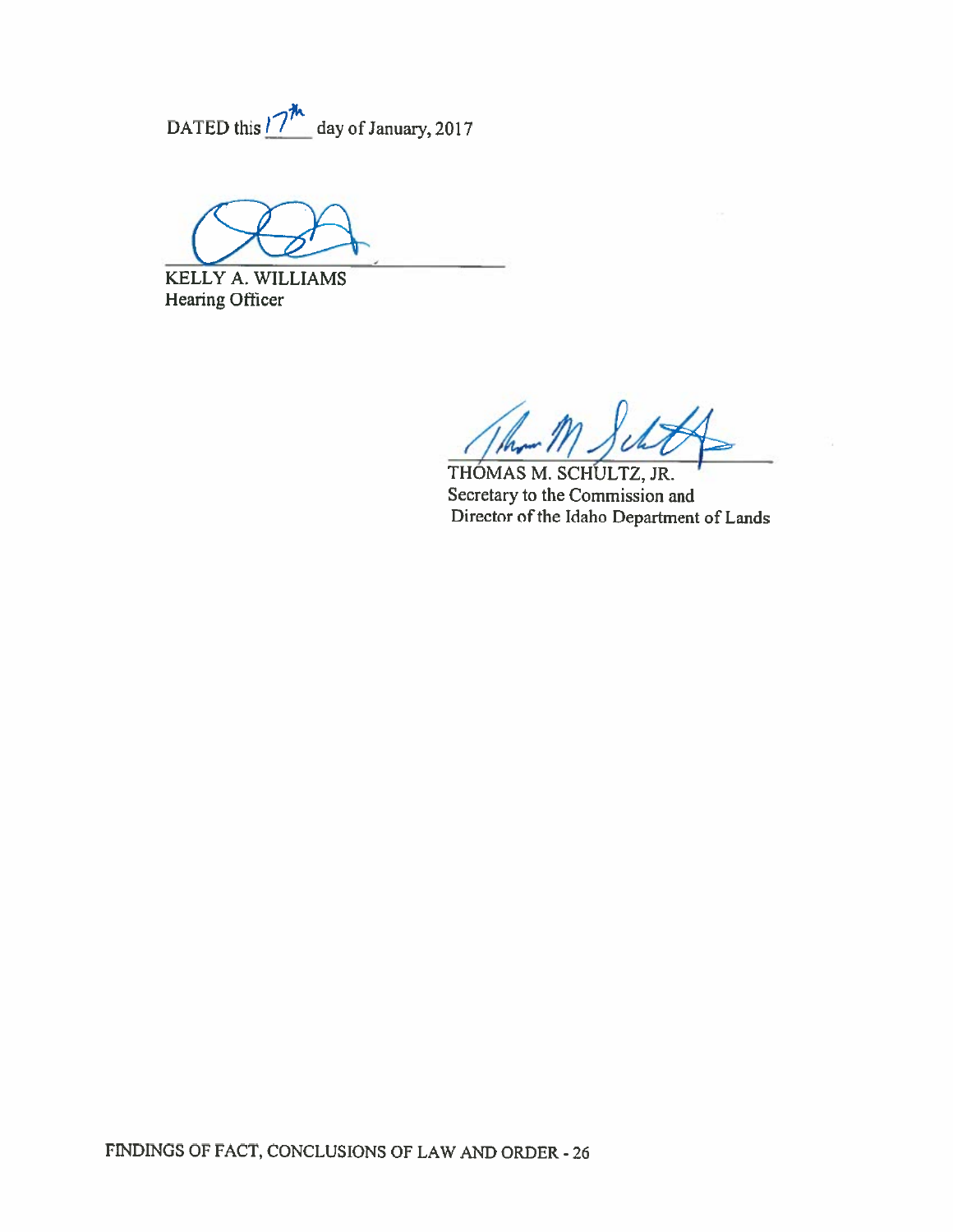DATED this 17th day of January, 2017

KELLY A. WILLIAMS
Hearing Officer

THOMAS M. SCHULTZ, JR.
Secretary to the Commission and
Director of the Idaho Department of Lands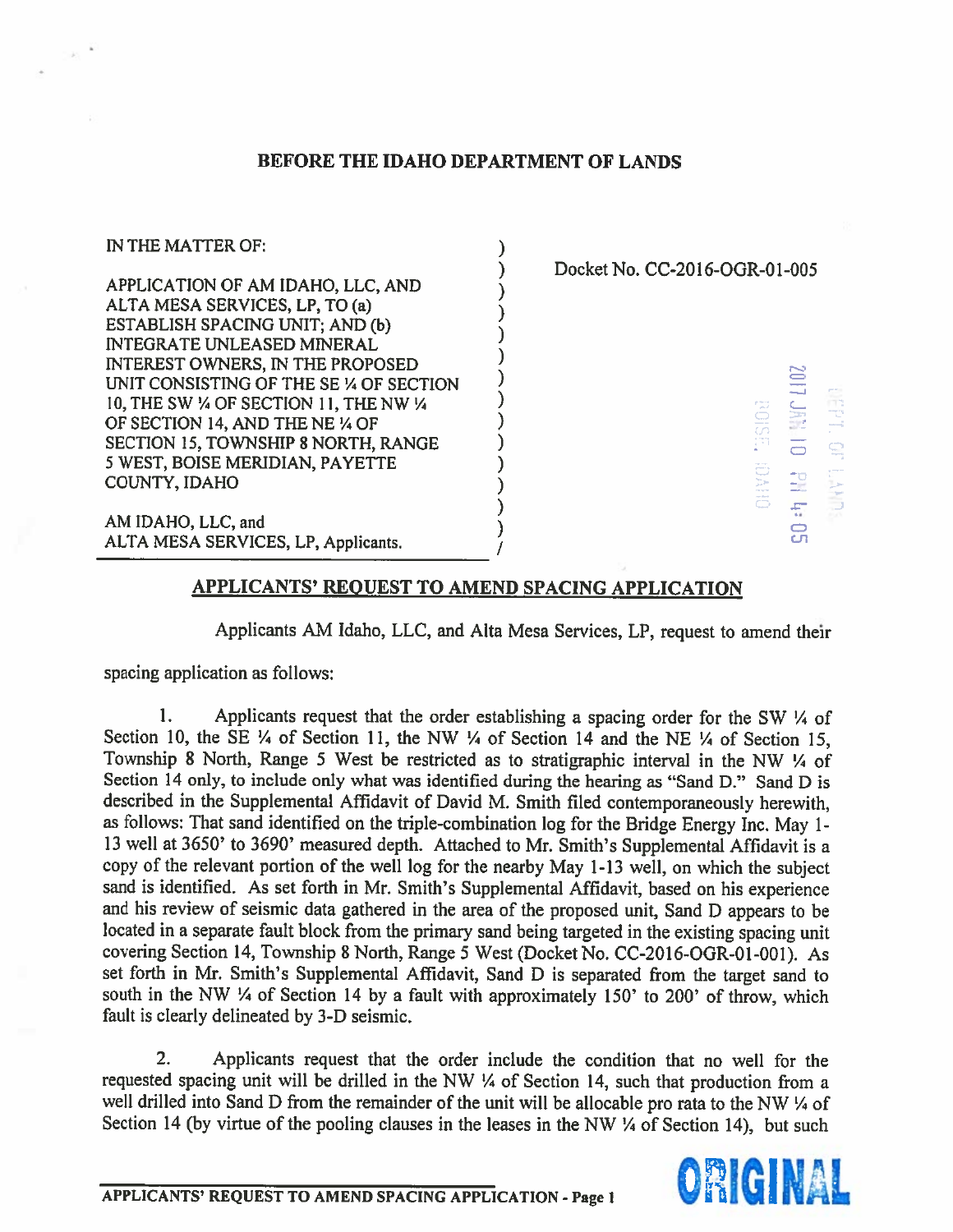## BEFORE THE IDAHO DEPARTMENT OF LANDS

IN THE MATTER OF:

APPLICATION OF AM IDAHO, LLC, AND ALTA MESA SERVICES, LP, TO (a) ESTABLISH SPACING UNIT; AND (b) INTEGRATE UNLEASED MINERAL INTEREST OWNERS, IN THE PROPOSED UNIT CONSISTING OF THE SE ¼ OF SECTION 10, THE SW ¼ OF SECTION 11, THE NW ¼ OF SECTION 14, AND THE NE ¼ OF SECTION 15, TOWNSHIP 8 NORTH, RANGE 5 WEST, BOISE MERIDIAN, PAYETTE COUNTY, IDAHO

AM IDAHO, LLC, and ALTA MESA SERVICES, LP, Applicants.

Docket No. CC-2016-OGR-01-005

2017 JAN 10 PM 4:05
DEPT. OF LANDS
BOISE, IDAHO

## APPLICANTS' REQUEST TO AMEND SPACING APPLICATION

Applicants AM Idaho, LLC, and Alta Mesa Services, LP, request to amend their spacing application as follows:

1. Applicants request that the order establishing a spacing order for the SW ¼ of Section 10, the SE ¼ of Section 11, the NW ¼ of Section 14 and the NE ¼ of Section 15, Township 8 North, Range 5 West be restricted as to stratigraphic interval in the NW ¼ of Section 14 only, to include only what was identified during the hearing as "Sand D." Sand D is described in the Supplemental Affidavit of David M. Smith filed contemporaneously herewith, as follows: That sand identified on the triple-combination log for the Bridge Energy Inc. May 1-13 well at 3650' to 3690' measured depth. Attached to Mr. Smith's Supplemental Affidavit is a copy of the relevant portion of the well log for the nearby May 1-13 well, on which the subject sand is identified. As set forth in Mr. Smith's Supplemental Affidavit, based on his experience and his review of seismic data gathered in the area of the proposed unit, Sand D appears to be located in a separate fault block from the primary sand being targeted in the existing spacing unit covering Section 14, Township 8 North, Range 5 West (Docket No. CC-2016-OGR-01-001). As set forth in Mr. Smith's Supplemental Affidavit, Sand D is separated from the target sand to south in the NW ¼ of Section 14 by a fault with approximately 150' to 200' of throw, which fault is clearly delineated by 3-D seismic.

2. Applicants request that the order include the condition that no well for the requested spacing unit will be drilled in the NW ¼ of Section 14, such that production from a well drilled into Sand D from the remainder of the unit will be allocable pro rata to the NW ¼ of Section 14 (by virtue of the pooling clauses in the leases in the NW ¼ of Section 14), but such

ORIGINAL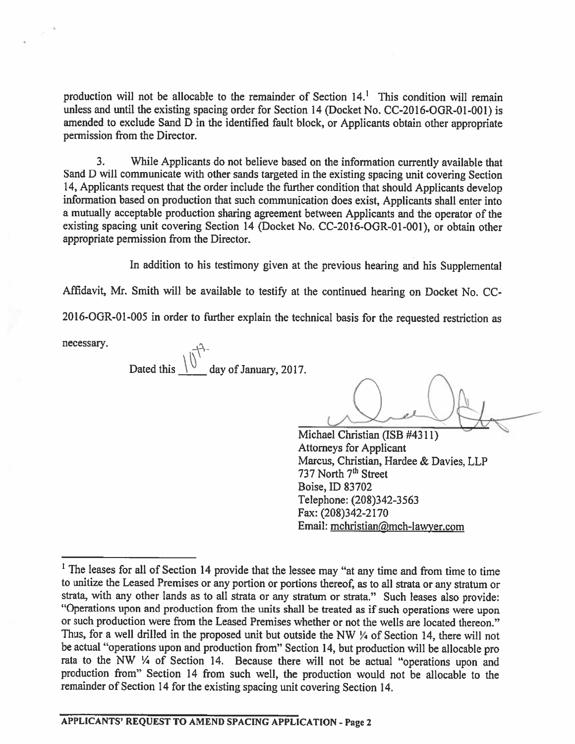production will not be allocable to the remainder of Section 14.[1] This condition will remain unless and until the existing spacing order for Section 14 (Docket No. CC-2016-OGR-01-001) is amended to exclude Sand D in the identified fault block, or Applicants obtain other appropriate permission from the Director.

3. While Applicants do not believe based on the information currently available that Sand D will communicate with other sands targeted in the existing spacing unit covering Section 14, Applicants request that the order include the further condition that should Applicants develop information based on production that such communication does exist, Applicants shall enter into a mutually acceptable production sharing agreement between Applicants and the operator of the existing spacing unit covering Section 14 (Docket No. CC-2016-OGR-01-001), or obtain other appropriate permission from the Director.

In addition to his testimony given at the previous hearing and his Supplemental Affidavit, Mr. Smith will be available to testify at the continued hearing on Docket No. CC-2016-OGR-01-005 in order to further explain the technical basis for the requested restriction as necessary.

Dated this 10th day of January, 2017.

Michael Christian (ISB #4311)
Attorneys for Applicant
Marcus, Christian, Hardee & Davies, LLP
737 North 7th Street
Boise, ID 83702
Telephone: (208)342-3563
Fax: (208)342-2170
Email: mchristian@mch-lawyer.com

---

[1] The leases for all of Section 14 provide that the lessee may "at any time and from time to time to unitize the Leased Premises or any portion or portions thereof, as to all strata or any stratum or strata, with any other lands as to all strata or any stratum or strata." Such leases also provide: "Operations upon and production from the units shall be treated as if such operations were upon or such production were from the Leased Premises whether or not the wells are located thereon." Thus, for a well drilled in the proposed unit but outside the NW ¼ of Section 14, there will not be actual "operations upon and production from" Section 14, but production will be allocable pro rata to the NW ¼ of Section 14. Because there will not be actual "operations upon and production from" Section 14 from such well, the production would not be allocable to the remainder of Section 14 for the existing spacing unit covering Section 14.

**APPLICANTS' REQUEST TO AMEND SPACING APPLICATION - Page 2**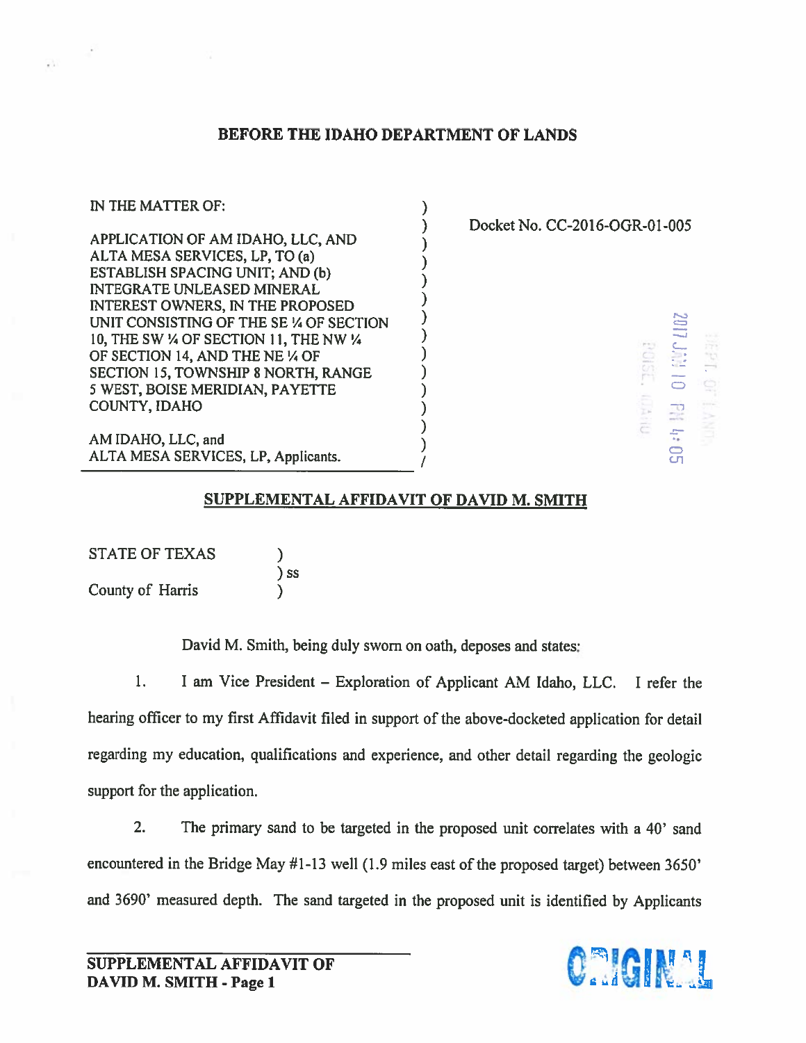## BEFORE THE IDAHO DEPARTMENT OF LANDS

| | |
|---|---|
| IN THE MATTER OF:<br><br>APPLICATION OF AM IDAHO, LLC, AND ALTA MESA SERVICES, LP, TO (a) ESTABLISH SPACING UNIT; AND (b) INTEGRATE UNLEASED MINERAL INTEREST OWNERS, IN THE PROPOSED UNIT CONSISTING OF THE SE ¼ OF SECTION 10, THE SW ¼ OF SECTION 11, THE NW ¼ OF SECTION 14, AND THE NE ¼ OF SECTION 15, TOWNSHIP 8 NORTH, RANGE 5 WEST, BOISE MERIDIAN, PAYETTE COUNTY, IDAHO<br><br>AM IDAHO, LLC, and ALTA MESA SERVICES, LP, Applicants. | Docket No. CC-2016-OGR-01-005 |

2017 JAN 10 PM 4:05
DEPT. OF LANDS
BOISE, IDAHO

### SUPPLEMENTAL AFFIDAVIT OF DAVID M. SMITH

STATE OF TEXAS )
) ss
County of Harris )

David M. Smith, being duly sworn on oath, deposes and states:

1. I am Vice President – Exploration of Applicant AM Idaho, LLC. I refer the hearing officer to my first Affidavit filed in support of the above-docketed application for detail regarding my education, qualifications and experience, and other detail regarding the geologic support for the application.

2. The primary sand to be targeted in the proposed unit correlates with a 40' sand encountered in the Bridge May #1-13 well (1.9 miles east of the proposed target) between 3650' and 3690' measured depth. The sand targeted in the proposed unit is identified by Applicants

SUPPLEMENTAL AFFIDAVIT OF DAVID M. SMITH - Page 1

ORIGINAL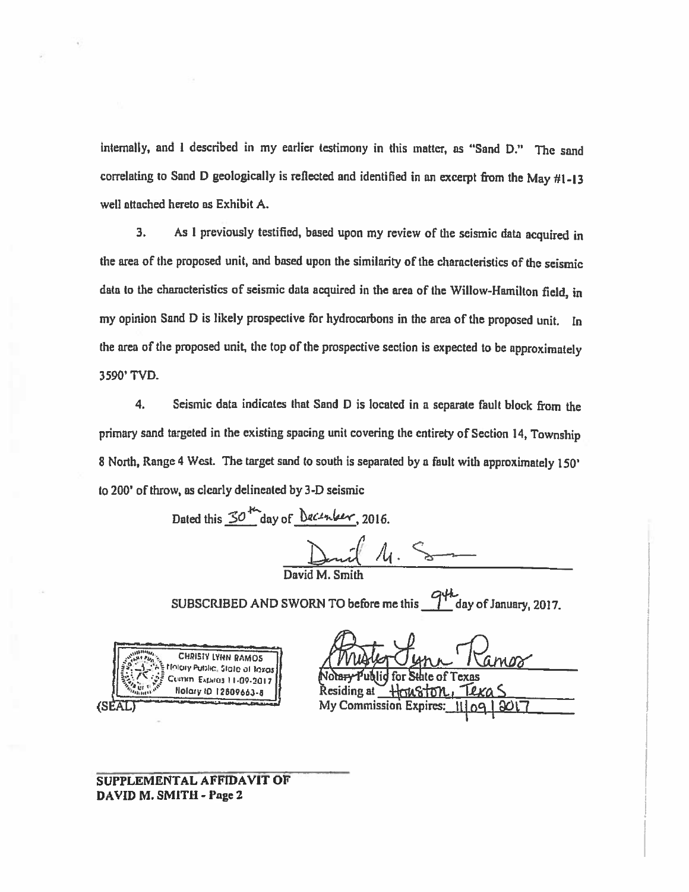internally, and I described in my earlier testimony in this matter, as "Sand D." The sand correlating to Sand D geologically is reflected and identified in an excerpt from the May #1-13 well attached hereto as Exhibit A.

3. As I previously testified, based upon my review of the seismic data acquired in the area of the proposed unit, and based upon the similarity of the characteristics of the seismic data to the characteristics of seismic data acquired in the area of the Willow-Hamilton field, in my opinion Sand D is likely prospective for hydrocarbons in the area of the proposed unit. In the area of the proposed unit, the top of the prospective section is expected to be approximately 3590' TVD.

4. Seismic data indicates that Sand D is located in a separate fault block from the primary sand targeted in the existing spacing unit covering the entirety of Section 14, Township 8 North, Range 4 West. The target sand to south is separated by a fault with approximately 150' to 200' of throw, as clearly delineated by 3-D seismic

Dated this 30th day of December, 2016.

David M. Smith

SUBSCRIBED AND SWORN TO before me this 9th day of January, 2017.

CHRISTY LYNN RAMOS
Notary Public, State of Texas
Comm. Expires 11-09-2017
Notary ID 12809663-8

(SEAL)

Christy Lynn Ramos
Notary Public for State of Texas
Residing at Houston, Texas
My Commission Expires: 11/09/2017

**SUPPLEMENTAL AFFIDAVIT OF DAVID M. SMITH - Page 2**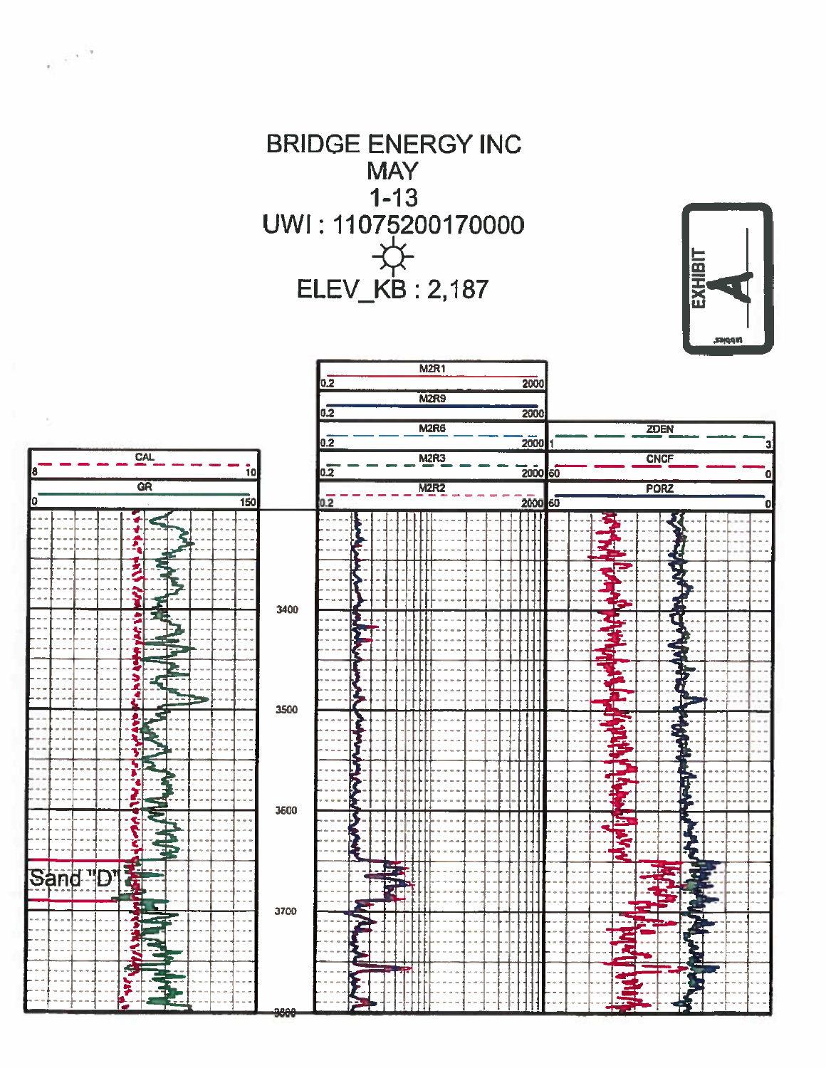BRIDGE ENERGY INC

MAY

1-13

UWI : 11075200170000

ELEV_KB : 2,187

EXHIBIT A

CAL
8 10

GR
0 150

M2R1
0.2 2000

M2R9
0.2 2000

M2R6
0.2 2000

M2R3
0.2 2000

M2R2
0.2 2000

ZDEN
1 3

CNCF
60 0

PORZ
60 0

3400

3500

3600

3700

3800

Sand "D"